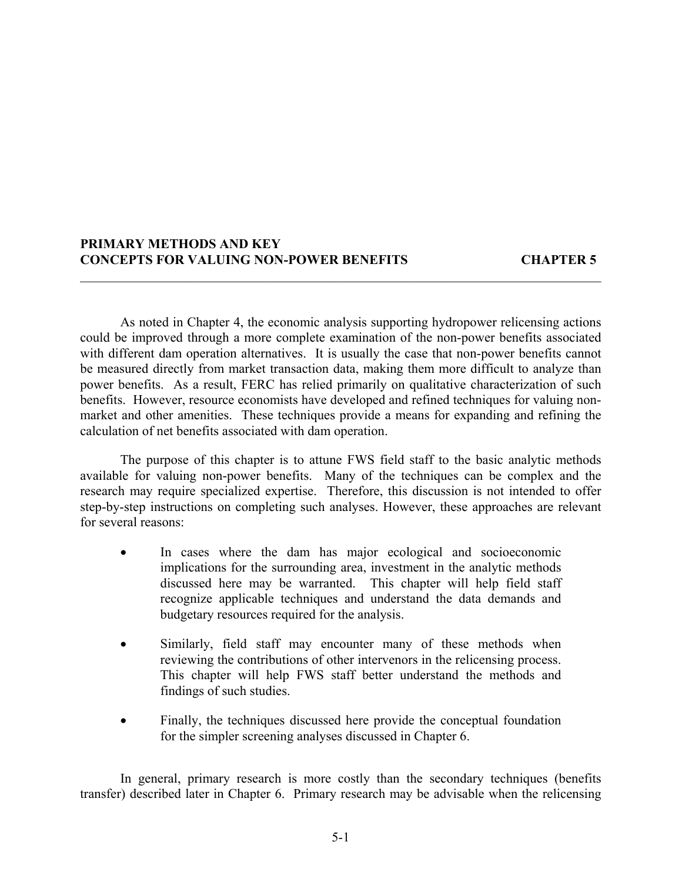# PRIMARY METHODS AND KEY CONCEPTS FOR VALUING NON-POWER BENEFITS — CHAPTER 5

As noted in Chapter 4, the economic analysis supporting hydropower relicensing actions could be improved through a more complete examination of the non-power benefits associated with different dam operation alternatives. It is usually the case that non-power benefits cannot be measured directly from market transaction data, making them more difficult to analyze than power benefits. As a result, FERC has relied primarily on qualitative characterization of such benefits. However, resource economists have developed and refined techniques for valuing non-market and other amenities. These techniques provide a means for expanding and refining the calculation of net benefits associated with dam operation.

The purpose of this chapter is to attune FWS field staff to the basic analytic methods available for valuing non-power benefits. Many of the techniques can be complex and the research may require specialized expertise. Therefore, this discussion is not intended to offer step-by-step instructions on completing such analyses. However, these approaches are relevant for several reasons:

- In cases where the dam has major ecological and socioeconomic implications for the surrounding area, investment in the analytic methods discussed here may be warranted. This chapter will help field staff recognize applicable techniques and understand the data demands and budgetary resources required for the analysis.
- Similarly, field staff may encounter many of these methods when reviewing the contributions of other intervenors in the relicensing process. This chapter will help FWS staff better understand the methods and findings of such studies.
- Finally, the techniques discussed here provide the conceptual foundation for the simpler screening analyses discussed in Chapter 6.

In general, primary research is more costly than the secondary techniques (benefits transfer) described later in Chapter 6. Primary research may be advisable when the relicensing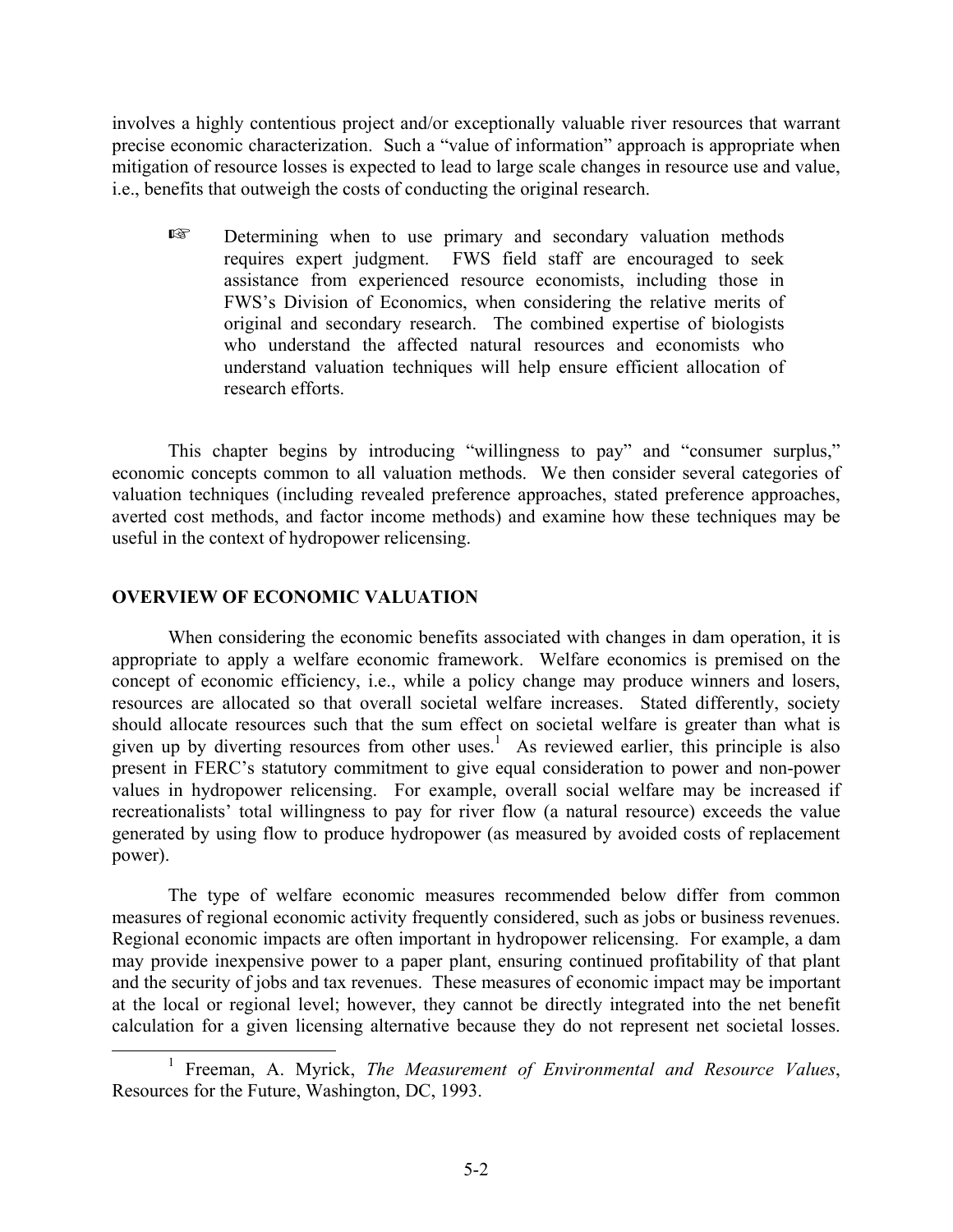involves a highly contentious project and/or exceptionally valuable river resources that warrant precise economic characterization. Such a "value of information" approach is appropriate when mitigation of resource losses is expected to lead to large scale changes in resource use and value, i.e., benefits that outweigh the costs of conducting the original research.

> ☞ Determining when to use primary and secondary valuation methods requires expert judgment. FWS field staff are encouraged to seek assistance from experienced resource economists, including those in FWS's Division of Economics, when considering the relative merits of original and secondary research. The combined expertise of biologists who understand the affected natural resources and economists who understand valuation techniques will help ensure efficient allocation of research efforts.

This chapter begins by introducing "willingness to pay" and "consumer surplus," economic concepts common to all valuation methods. We then consider several categories of valuation techniques (including revealed preference approaches, stated preference approaches, averted cost methods, and factor income methods) and examine how these techniques may be useful in the context of hydropower relicensing.

## OVERVIEW OF ECONOMIC VALUATION

When considering the economic benefits associated with changes in dam operation, it is appropriate to apply a welfare economic framework. Welfare economics is premised on the concept of economic efficiency, i.e., while a policy change may produce winners and losers, resources are allocated so that overall societal welfare increases. Stated differently, society should allocate resources such that the sum effect on societal welfare is greater than what is given up by diverting resources from other uses.[1] As reviewed earlier, this principle is also present in FERC's statutory commitment to give equal consideration to power and non-power values in hydropower relicensing. For example, overall social welfare may be increased if recreationalists' total willingness to pay for river flow (a natural resource) exceeds the value generated by using flow to produce hydropower (as measured by avoided costs of replacement power).

The type of welfare economic measures recommended below differ from common measures of regional economic activity frequently considered, such as jobs or business revenues. Regional economic impacts are often important in hydropower relicensing. For example, a dam may provide inexpensive power to a paper plant, ensuring continued profitability of that plant and the security of jobs and tax revenues. These measures of economic impact may be important at the local or regional level; however, they cannot be directly integrated into the net benefit calculation for a given licensing alternative because they do not represent net societal losses.

[1] Freeman, A. Myrick, *The Measurement of Environmental and Resource Values*, Resources for the Future, Washington, DC, 1993.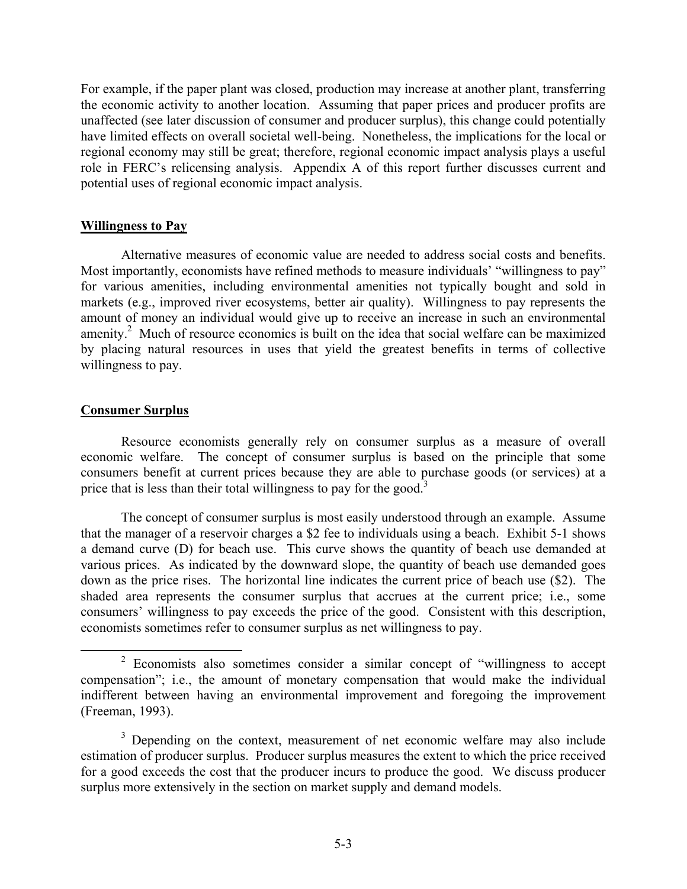For example, if the paper plant was closed, production may increase at another plant, transferring the economic activity to another location. Assuming that paper prices and producer profits are unaffected (see later discussion of consumer and producer surplus), this change could potentially have limited effects on overall societal well-being. Nonetheless, the implications for the local or regional economy may still be great; therefore, regional economic impact analysis plays a useful role in FERC's relicensing analysis. Appendix A of this report further discusses current and potential uses of regional economic impact analysis.

## Willingness to Pay

Alternative measures of economic value are needed to address social costs and benefits. Most importantly, economists have refined methods to measure individuals' "willingness to pay" for various amenities, including environmental amenities not typically bought and sold in markets (e.g., improved river ecosystems, better air quality). Willingness to pay represents the amount of money an individual would give up to receive an increase in such an environmental amenity.[2] Much of resource economics is built on the idea that social welfare can be maximized by placing natural resources in uses that yield the greatest benefits in terms of collective willingness to pay.

## Consumer Surplus

Resource economists generally rely on consumer surplus as a measure of overall economic welfare. The concept of consumer surplus is based on the principle that some consumers benefit at current prices because they are able to purchase goods (or services) at a price that is less than their total willingness to pay for the good.[3]

The concept of consumer surplus is most easily understood through an example. Assume that the manager of a reservoir charges a $2 fee to individuals using a beach. Exhibit 5-1 shows a demand curve (D) for beach use. This curve shows the quantity of beach use demanded at various prices. As indicated by the downward slope, the quantity of beach use demanded goes down as the price rises. The horizontal line indicates the current price of beach use ($2). The shaded area represents the consumer surplus that accrues at the current price; i.e., some consumers' willingness to pay exceeds the price of the good. Consistent with this description, economists sometimes refer to consumer surplus as net willingness to pay.

---

[2] Economists also sometimes consider a similar concept of "willingness to accept compensation"; i.e., the amount of monetary compensation that would make the individual indifferent between having an environmental improvement and foregoing the improvement (Freeman, 1993).

[3] Depending on the context, measurement of net economic welfare may also include estimation of producer surplus. Producer surplus measures the extent to which the price received for a good exceeds the cost that the producer incurs to produce the good. We discuss producer surplus more extensively in the section on market supply and demand models.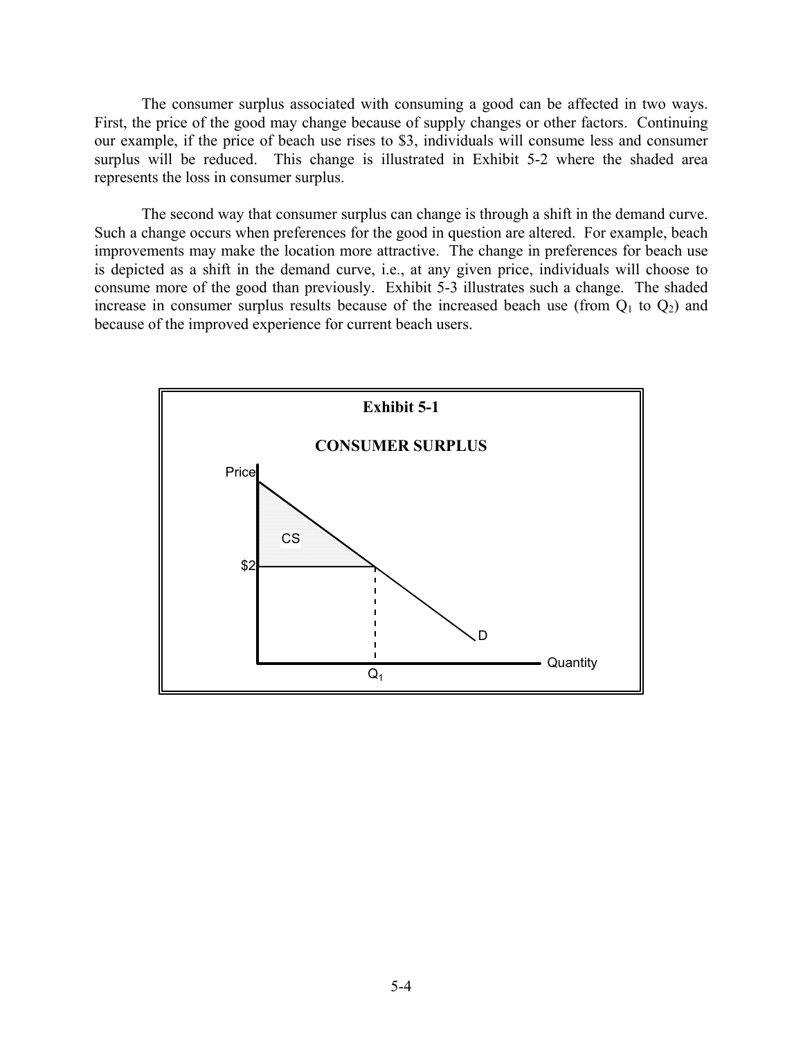The consumer surplus associated with consuming a good can be affected in two ways. First, the price of the good may change because of supply changes or other factors. Continuing our example, if the price of beach use rises to $3, individuals will consume less and consumer surplus will be reduced. This change is illustrated in Exhibit 5-2 where the shaded area represents the loss in consumer surplus.

The second way that consumer surplus can change is through a shift in the demand curve. Such a change occurs when preferences for the good in question are altered. For example, beach improvements may make the location more attractive. The change in preferences for beach use is depicted as a shift in the demand curve, i.e., at any given price, individuals will choose to consume more of the good than previously. Exhibit 5-3 illustrates such a change. The shaded increase in consumer surplus results because of the increased beach use (from $Q_1$ to $Q_2$) and because of the improved experience for current beach users.

**Exhibit 5-1**

**CONSUMER SURPLUS**

Price

CS

$2

D

Quantity

$Q_1$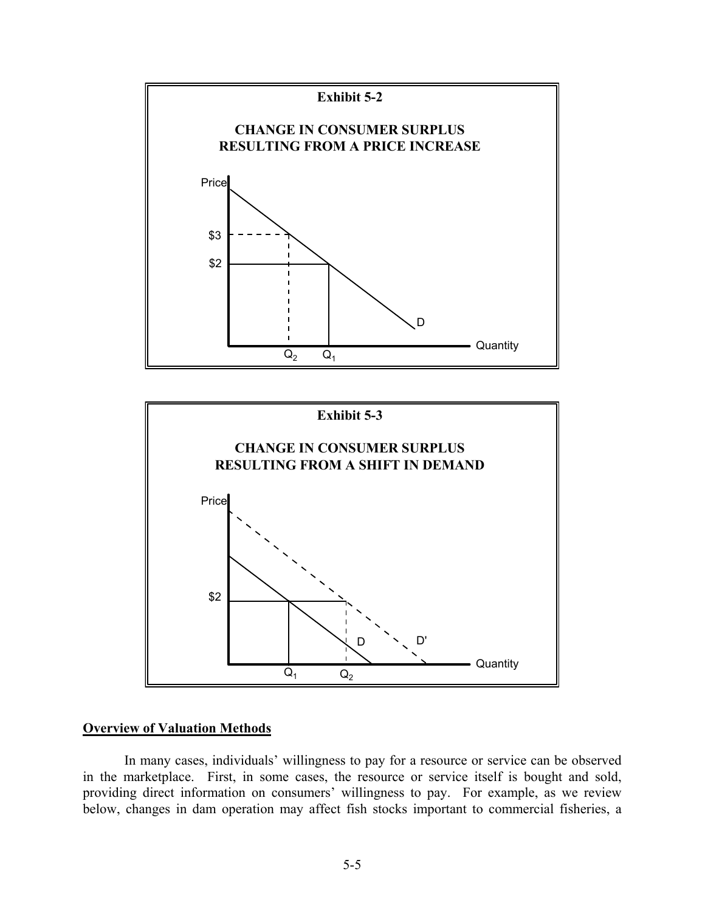**Exhibit 5-2**

**CHANGE IN CONSUMER SURPLUS RESULTING FROM A PRICE INCREASE**

**Exhibit 5-3**

**CHANGE IN CONSUMER SURPLUS RESULTING FROM A SHIFT IN DEMAND**

## Overview of Valuation Methods

In many cases, individuals' willingness to pay for a resource or service can be observed in the marketplace. First, in some cases, the resource or service itself is bought and sold, providing direct information on consumers' willingness to pay. For example, as we review below, changes in dam operation may affect fish stocks important to commercial fisheries, a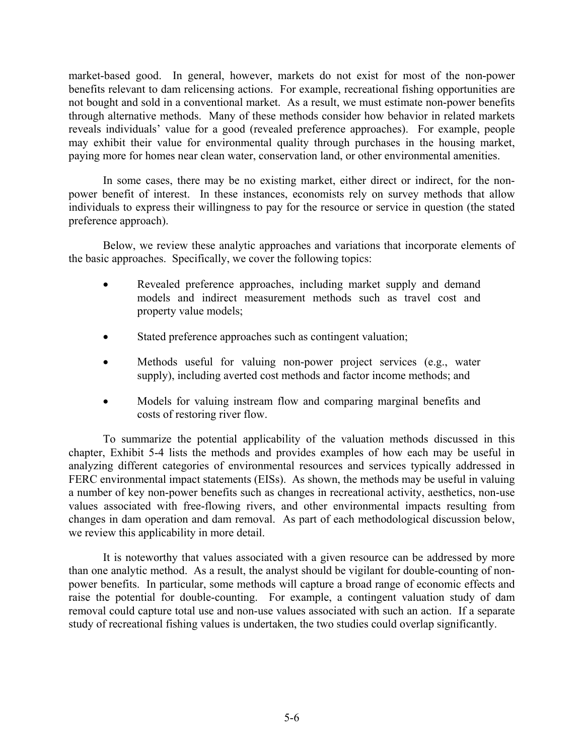market-based good. In general, however, markets do not exist for most of the non-power benefits relevant to dam relicensing actions. For example, recreational fishing opportunities are not bought and sold in a conventional market. As a result, we must estimate non-power benefits through alternative methods. Many of these methods consider how behavior in related markets reveals individuals' value for a good (revealed preference approaches). For example, people may exhibit their value for environmental quality through purchases in the housing market, paying more for homes near clean water, conservation land, or other environmental amenities.

In some cases, there may be no existing market, either direct or indirect, for the non-power benefit of interest. In these instances, economists rely on survey methods that allow individuals to express their willingness to pay for the resource or service in question (the stated preference approach).

Below, we review these analytic approaches and variations that incorporate elements of the basic approaches. Specifically, we cover the following topics:

- Revealed preference approaches, including market supply and demand models and indirect measurement methods such as travel cost and property value models;
- Stated preference approaches such as contingent valuation;
- Methods useful for valuing non-power project services (e.g., water supply), including averted cost methods and factor income methods; and
- Models for valuing instream flow and comparing marginal benefits and costs of restoring river flow.

To summarize the potential applicability of the valuation methods discussed in this chapter, Exhibit 5-4 lists the methods and provides examples of how each may be useful in analyzing different categories of environmental resources and services typically addressed in FERC environmental impact statements (EISs). As shown, the methods may be useful in valuing a number of key non-power benefits such as changes in recreational activity, aesthetics, non-use values associated with free-flowing rivers, and other environmental impacts resulting from changes in dam operation and dam removal. As part of each methodological discussion below, we review this applicability in more detail.

It is noteworthy that values associated with a given resource can be addressed by more than one analytic method. As a result, the analyst should be vigilant for double-counting of non-power benefits. In particular, some methods will capture a broad range of economic effects and raise the potential for double-counting. For example, a contingent valuation study of dam removal could capture total use and non-use values associated with such an action. If a separate study of recreational fishing values is undertaken, the two studies could overlap significantly.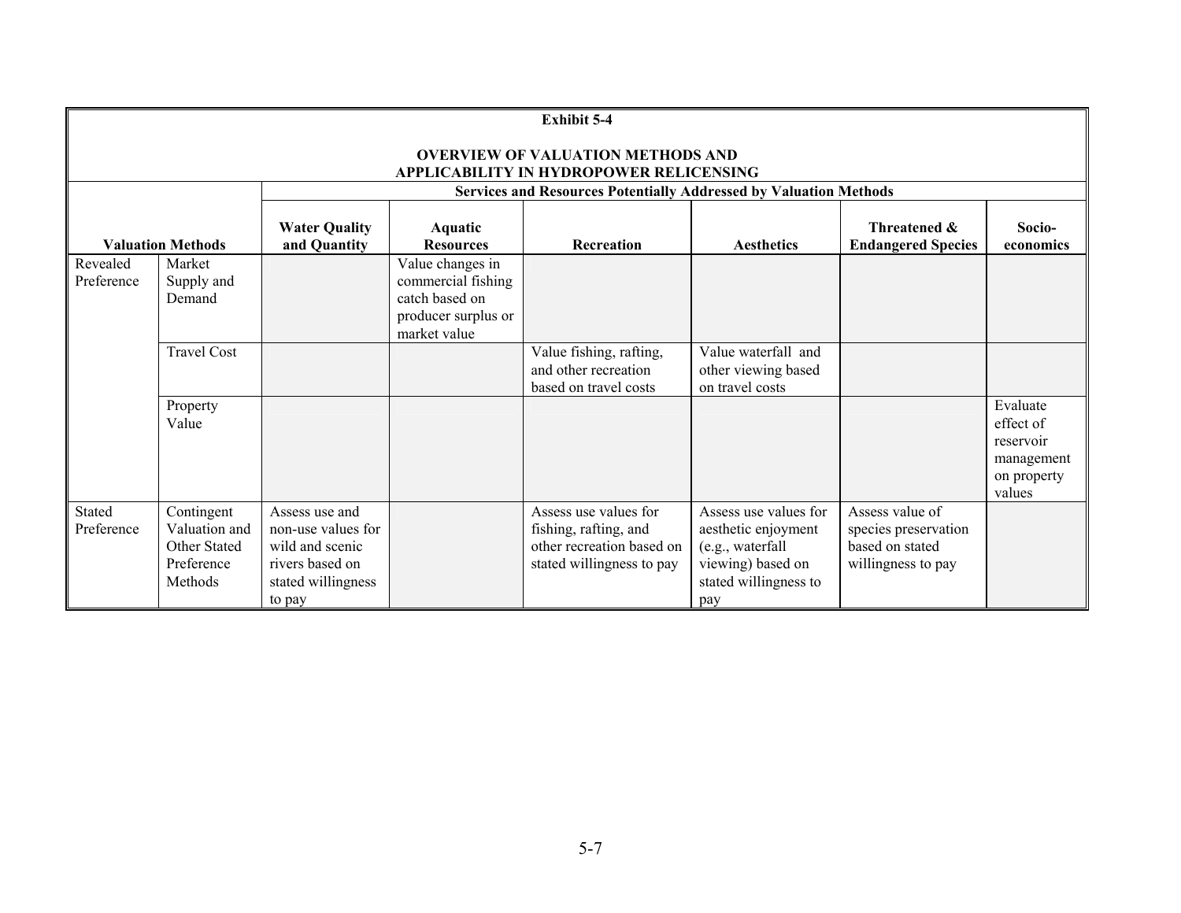**Exhibit 5-4**

**OVERVIEW OF VALUATION METHODS AND APPLICABILITY IN HYDROPOWER RELICENSING**

| Valuation Methods | | Services and Resources Potentially Addressed by Valuation Methods | | | | | |
|---|---|---|---|---|---|---|---|
| | | **Water Quality and Quantity** | **Aquatic Resources** | **Recreation** | **Aesthetics** | **Threatened & Endangered Species** | **Socio-economics** |
| Revealed Preference | Market Supply and Demand | | Value changes in commercial fishing catch based on producer surplus or market value | | | | |
| | Travel Cost | | | Value fishing, rafting, and other recreation based on travel costs | Value waterfall and other viewing based on travel costs | | |
| | Property Value | | | | | | Evaluate effect of reservoir management on property values |
| Stated Preference | Contingent Valuation and Other Stated Preference Methods | Assess use and non-use values for wild and scenic rivers based on stated willingness to pay | | Assess use values for fishing, rafting, and other recreation based on stated willingness to pay | Assess use values for aesthetic enjoyment (e.g., waterfall viewing) based on stated willingness to pay | Assess value of species preservation based on stated willingness to pay | |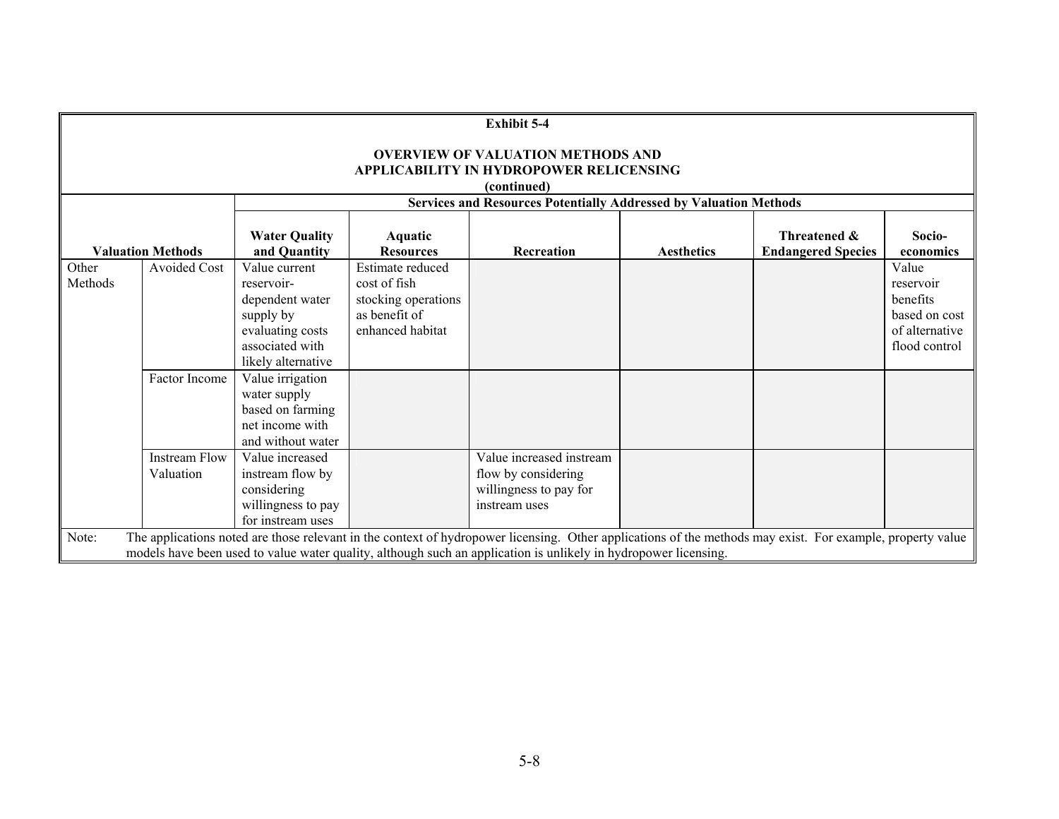**Exhibit 5-4**

**OVERVIEW OF VALUATION METHODS AND APPLICABILITY IN HYDROPOWER RELICENSING (continued)**

| Valuation Methods | | Services and Resources Potentially Addressed by Valuation Methods | | | | | |
|---|---|---|---|---|---|---|---|
| | | **Water Quality and Quantity** | **Aquatic Resources** | **Recreation** | **Aesthetics** | **Threatened & Endangered Species** | **Socio-economics** |
| Other Methods | Avoided Cost | Value current reservoir-dependent water supply by evaluating costs associated with likely alternative | Estimate reduced cost of fish stocking operations as benefit of enhanced habitat | | | | Value reservoir benefits based on cost of alternative flood control |
| | Factor Income | Value irrigation water supply based on farming net income with and without water | | | | | |
| | Instream Flow Valuation | Value increased instream flow by considering willingness to pay for instream uses | | Value increased instream flow by considering willingness to pay for instream uses | | | |

Note: The applications noted are those relevant in the context of hydropower licensing. Other applications of the methods may exist. For example, property value models have been used to value water quality, although such an application is unlikely in hydropower licensing.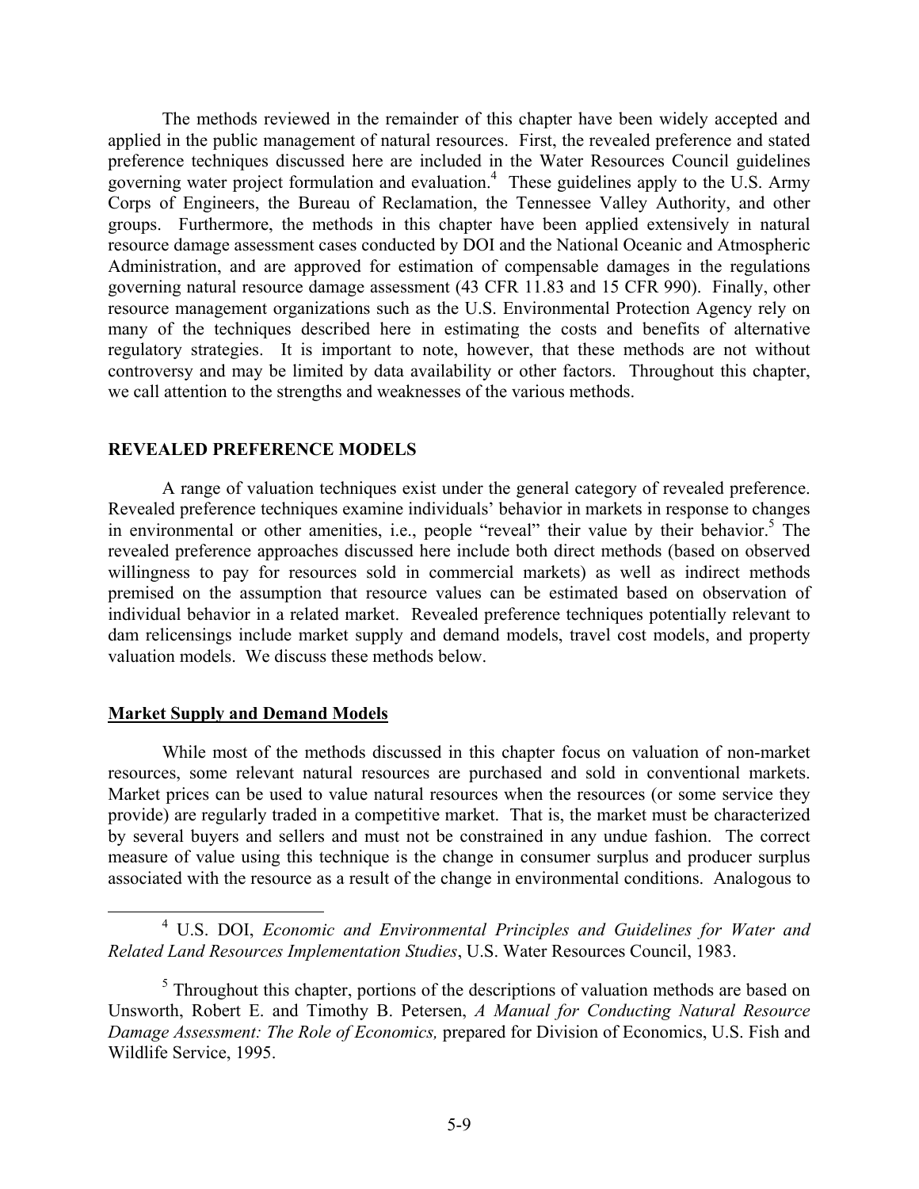The methods reviewed in the remainder of this chapter have been widely accepted and applied in the public management of natural resources. First, the revealed preference and stated preference techniques discussed here are included in the Water Resources Council guidelines governing water project formulation and evaluation.[4] These guidelines apply to the U.S. Army Corps of Engineers, the Bureau of Reclamation, the Tennessee Valley Authority, and other groups. Furthermore, the methods in this chapter have been applied extensively in natural resource damage assessment cases conducted by DOI and the National Oceanic and Atmospheric Administration, and are approved for estimation of compensable damages in the regulations governing natural resource damage assessment (43 CFR 11.83 and 15 CFR 990). Finally, other resource management organizations such as the U.S. Environmental Protection Agency rely on many of the techniques described here in estimating the costs and benefits of alternative regulatory strategies. It is important to note, however, that these methods are not without controversy and may be limited by data availability or other factors. Throughout this chapter, we call attention to the strengths and weaknesses of the various methods.

## REVEALED PREFERENCE MODELS

A range of valuation techniques exist under the general category of revealed preference. Revealed preference techniques examine individuals' behavior in markets in response to changes in environmental or other amenities, i.e., people "reveal" their value by their behavior.[5] The revealed preference approaches discussed here include both direct methods (based on observed willingness to pay for resources sold in commercial markets) as well as indirect methods premised on the assumption that resource values can be estimated based on observation of individual behavior in a related market. Revealed preference techniques potentially relevant to dam relicensings include market supply and demand models, travel cost models, and property valuation models. We discuss these methods below.

### Market Supply and Demand Models

While most of the methods discussed in this chapter focus on valuation of non-market resources, some relevant natural resources are purchased and sold in conventional markets. Market prices can be used to value natural resources when the resources (or some service they provide) are regularly traded in a competitive market. That is, the market must be characterized by several buyers and sellers and must not be constrained in any undue fashion. The correct measure of value using this technique is the change in consumer surplus and producer surplus associated with the resource as a result of the change in environmental conditions. Analogous to

---

[4] U.S. DOI, *Economic and Environmental Principles and Guidelines for Water and Related Land Resources Implementation Studies*, U.S. Water Resources Council, 1983.

[5] Throughout this chapter, portions of the descriptions of valuation methods are based on Unsworth, Robert E. and Timothy B. Petersen, *A Manual for Conducting Natural Resource Damage Assessment: The Role of Economics,* prepared for Division of Economics, U.S. Fish and Wildlife Service, 1995.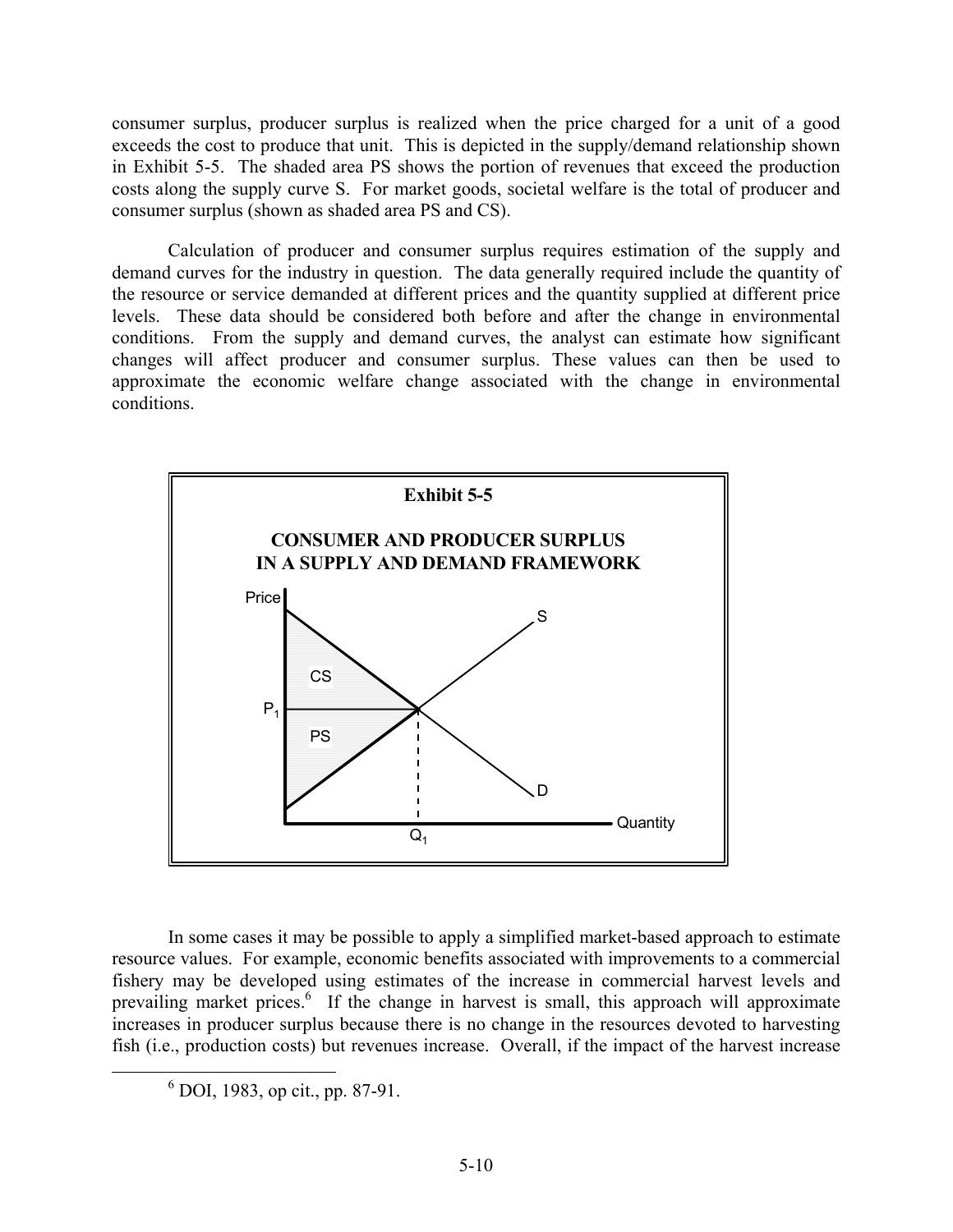consumer surplus, producer surplus is realized when the price charged for a unit of a good exceeds the cost to produce that unit. This is depicted in the supply/demand relationship shown in Exhibit 5-5. The shaded area PS shows the portion of revenues that exceed the production costs along the supply curve S. For market goods, societal welfare is the total of producer and consumer surplus (shown as shaded area PS and CS).

Calculation of producer and consumer surplus requires estimation of the supply and demand curves for the industry in question. The data generally required include the quantity of the resource or service demanded at different prices and the quantity supplied at different price levels. These data should be considered both before and after the change in environmental conditions. From the supply and demand curves, the analyst can estimate how significant changes will affect producer and consumer surplus. These values can then be used to approximate the economic welfare change associated with the change in environmental conditions.

**Exhibit 5-5**

**CONSUMER AND PRODUCER SURPLUS IN A SUPPLY AND DEMAND FRAMEWORK**

In some cases it may be possible to apply a simplified market-based approach to estimate resource values. For example, economic benefits associated with improvements to a commercial fishery may be developed using estimates of the increase in commercial harvest levels and prevailing market prices.[6] If the change in harvest is small, this approach will approximate increases in producer surplus because there is no change in the resources devoted to harvesting fish (i.e., production costs) but revenues increase. Overall, if the impact of the harvest increase

---

[6] DOI, 1983, op cit., pp. 87-91.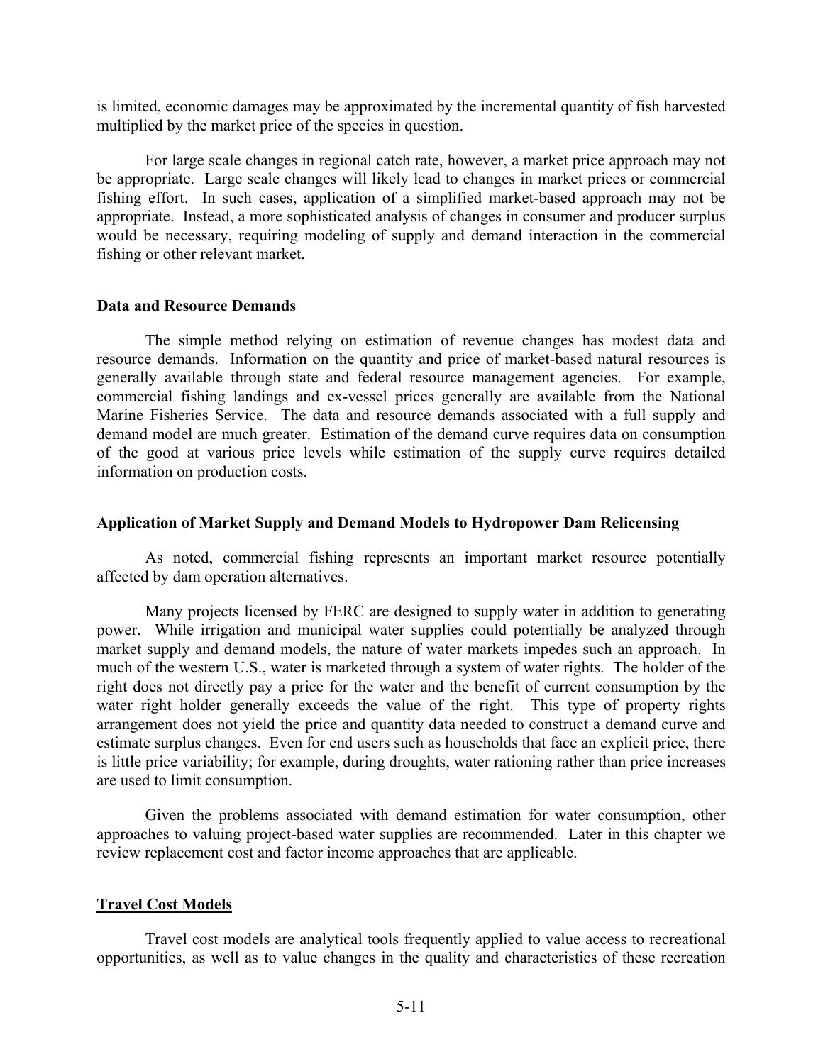is limited, economic damages may be approximated by the incremental quantity of fish harvested multiplied by the market price of the species in question.

For large scale changes in regional catch rate, however, a market price approach may not be appropriate. Large scale changes will likely lead to changes in market prices or commercial fishing effort. In such cases, application of a simplified market-based approach may not be appropriate. Instead, a more sophisticated analysis of changes in consumer and producer surplus would be necessary, requiring modeling of supply and demand interaction in the commercial fishing or other relevant market.

**Data and Resource Demands**

The simple method relying on estimation of revenue changes has modest data and resource demands. Information on the quantity and price of market-based natural resources is generally available through state and federal resource management agencies. For example, commercial fishing landings and ex-vessel prices generally are available from the National Marine Fisheries Service. The data and resource demands associated with a full supply and demand model are much greater. Estimation of the demand curve requires data on consumption of the good at various price levels while estimation of the supply curve requires detailed information on production costs.

**Application of Market Supply and Demand Models to Hydropower Dam Relicensing**

As noted, commercial fishing represents an important market resource potentially affected by dam operation alternatives.

Many projects licensed by FERC are designed to supply water in addition to generating power. While irrigation and municipal water supplies could potentially be analyzed through market supply and demand models, the nature of water markets impedes such an approach. In much of the western U.S., water is marketed through a system of water rights. The holder of the right does not directly pay a price for the water and the benefit of current consumption by the water right holder generally exceeds the value of the right. This type of property rights arrangement does not yield the price and quantity data needed to construct a demand curve and estimate surplus changes. Even for end users such as households that face an explicit price, there is little price variability; for example, during droughts, water rationing rather than price increases are used to limit consumption.

Given the problems associated with demand estimation for water consumption, other approaches to valuing project-based water supplies are recommended. Later in this chapter we review replacement cost and factor income approaches that are applicable.

**Travel Cost Models**

Travel cost models are analytical tools frequently applied to value access to recreational opportunities, as well as to value changes in the quality and characteristics of these recreation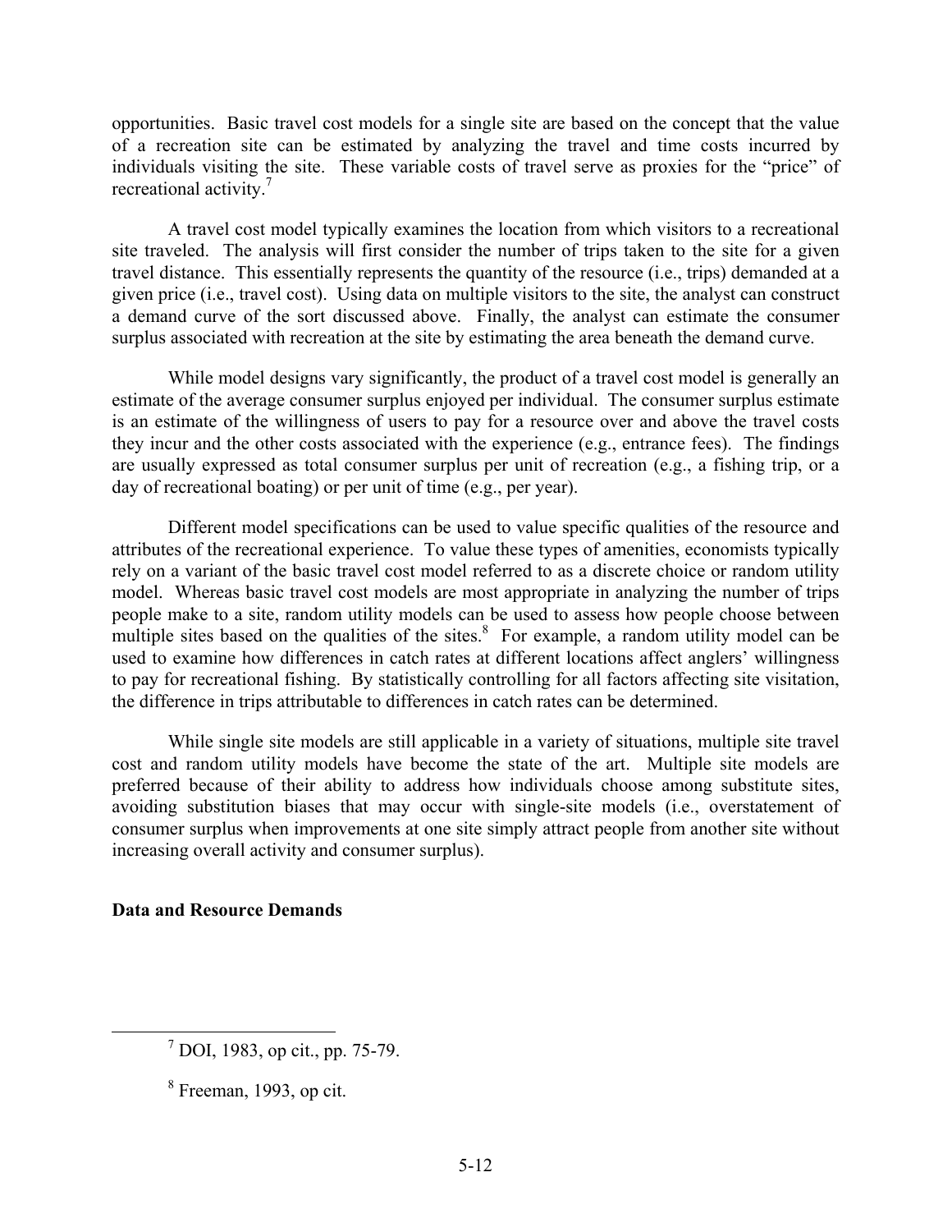opportunities. Basic travel cost models for a single site are based on the concept that the value of a recreation site can be estimated by analyzing the travel and time costs incurred by individuals visiting the site. These variable costs of travel serve as proxies for the "price" of recreational activity.[7]

A travel cost model typically examines the location from which visitors to a recreational site traveled. The analysis will first consider the number of trips taken to the site for a given travel distance. This essentially represents the quantity of the resource (i.e., trips) demanded at a given price (i.e., travel cost). Using data on multiple visitors to the site, the analyst can construct a demand curve of the sort discussed above. Finally, the analyst can estimate the consumer surplus associated with recreation at the site by estimating the area beneath the demand curve.

While model designs vary significantly, the product of a travel cost model is generally an estimate of the average consumer surplus enjoyed per individual. The consumer surplus estimate is an estimate of the willingness of users to pay for a resource over and above the travel costs they incur and the other costs associated with the experience (e.g., entrance fees). The findings are usually expressed as total consumer surplus per unit of recreation (e.g., a fishing trip, or a day of recreational boating) or per unit of time (e.g., per year).

Different model specifications can be used to value specific qualities of the resource and attributes of the recreational experience. To value these types of amenities, economists typically rely on a variant of the basic travel cost model referred to as a discrete choice or random utility model. Whereas basic travel cost models are most appropriate in analyzing the number of trips people make to a site, random utility models can be used to assess how people choose between multiple sites based on the qualities of the sites.[8] For example, a random utility model can be used to examine how differences in catch rates at different locations affect anglers' willingness to pay for recreational fishing. By statistically controlling for all factors affecting site visitation, the difference in trips attributable to differences in catch rates can be determined.

While single site models are still applicable in a variety of situations, multiple site travel cost and random utility models have become the state of the art. Multiple site models are preferred because of their ability to address how individuals choose among substitute sites, avoiding substitution biases that may occur with single-site models (i.e., overstatement of consumer surplus when improvements at one site simply attract people from another site without increasing overall activity and consumer surplus).

**Data and Resource Demands**

[7] DOI, 1983, op cit., pp. 75-79.

[8] Freeman, 1993, op cit.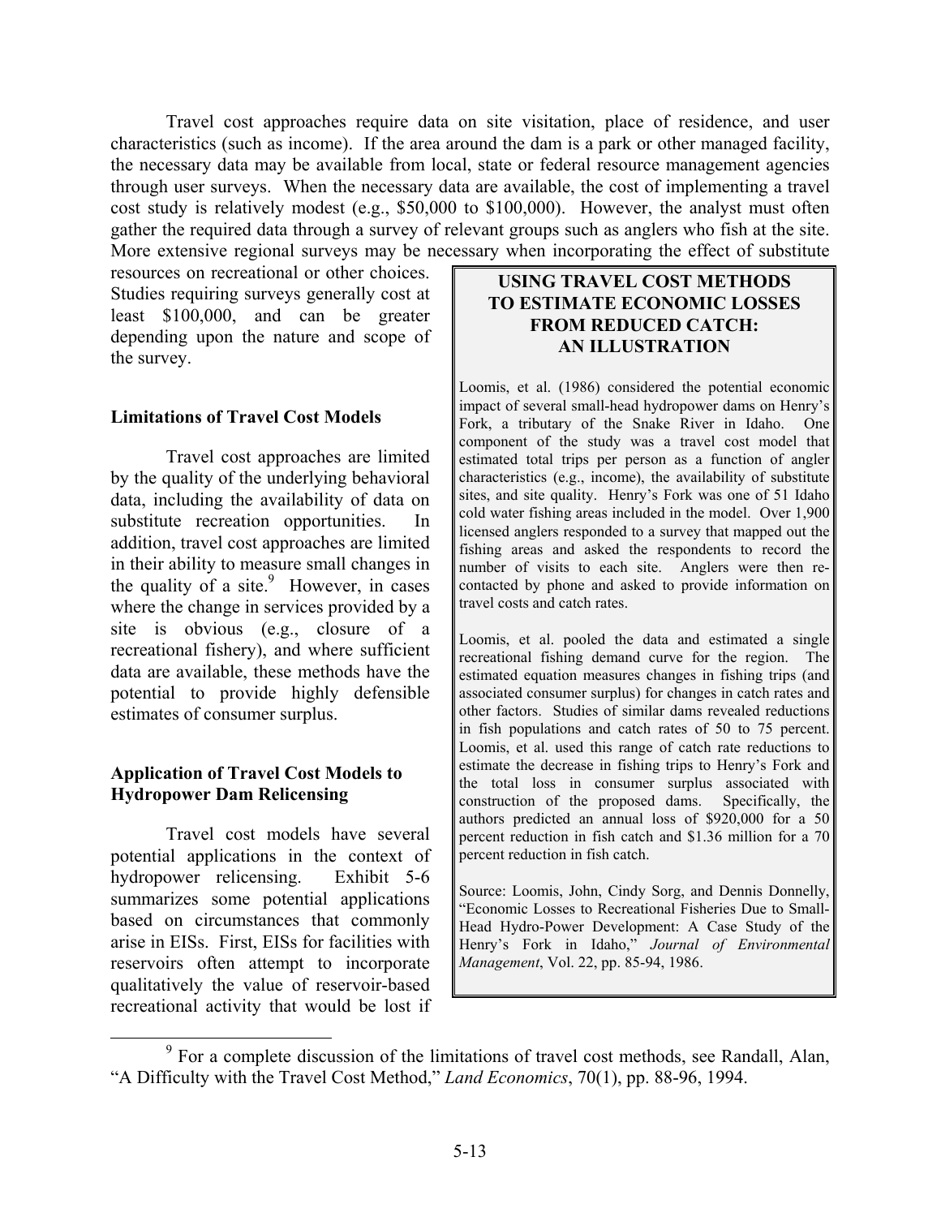Travel cost approaches require data on site visitation, place of residence, and user characteristics (such as income). If the area around the dam is a park or other managed facility, the necessary data may be available from local, state or federal resource management agencies through user surveys. When the necessary data are available, the cost of implementing a travel cost study is relatively modest (e.g., $50,000 to $100,000). However, the analyst must often gather the required data through a survey of relevant groups such as anglers who fish at the site. More extensive regional surveys may be necessary when incorporating the effect of substitute resources on recreational or other choices. Studies requiring surveys generally cost at least $100,000, and can be greater depending upon the nature and scope of the survey.

> **USING TRAVEL COST METHODS TO ESTIMATE ECONOMIC LOSSES FROM REDUCED CATCH: AN ILLUSTRATION**
>
> Loomis, et al. (1986) considered the potential economic impact of several small-head hydropower dams on Henry's Fork, a tributary of the Snake River in Idaho. One component of the study was a travel cost model that estimated total trips per person as a function of angler characteristics (e.g., income), the availability of substitute sites, and site quality. Henry's Fork was one of 51 Idaho cold water fishing areas included in the model. Over 1,900 licensed anglers responded to a survey that mapped out the fishing areas and asked the respondents to record the number of visits to each site. Anglers were then re-contacted by phone and asked to provide information on travel costs and catch rates.
>
> Loomis, et al. pooled the data and estimated a single recreational fishing demand curve for the region. The estimated equation measures changes in fishing trips (and associated consumer surplus) for changes in catch rates and other factors. Studies of similar dams revealed reductions in fish populations and catch rates of 50 to 75 percent. Loomis, et al. used this range of catch rate reductions to estimate the decrease in fishing trips to Henry's Fork and the total loss in consumer surplus associated with construction of the proposed dams. Specifically, the authors predicted an annual loss of $920,000 for a 50 percent reduction in fish catch and $1.36 million for a 70 percent reduction in fish catch.
>
> Source: Loomis, John, Cindy Sorg, and Dennis Donnelly, "Economic Losses to Recreational Fisheries Due to Small-Head Hydro-Power Development: A Case Study of the Henry's Fork in Idaho," *Journal of Environmental Management*, Vol. 22, pp. 85-94, 1986.

### Limitations of Travel Cost Models

Travel cost approaches are limited by the quality of the underlying behavioral data, including the availability of data on substitute recreation opportunities. In addition, travel cost approaches are limited in their ability to measure small changes in the quality of a site.[9] However, in cases where the change in services provided by a site is obvious (e.g., closure of a recreational fishery), and where sufficient data are available, these methods have the potential to provide highly defensible estimates of consumer surplus.

### Application of Travel Cost Models to Hydropower Dam Relicensing

Travel cost models have several potential applications in the context of hydropower relicensing. Exhibit 5-6 summarizes some potential applications based on circumstances that commonly arise in EISs. First, EISs for facilities with reservoirs often attempt to incorporate qualitatively the value of reservoir-based recreational activity that would be lost if

[9] For a complete discussion of the limitations of travel cost methods, see Randall, Alan, "A Difficulty with the Travel Cost Method," *Land Economics*, 70(1), pp. 88-96, 1994.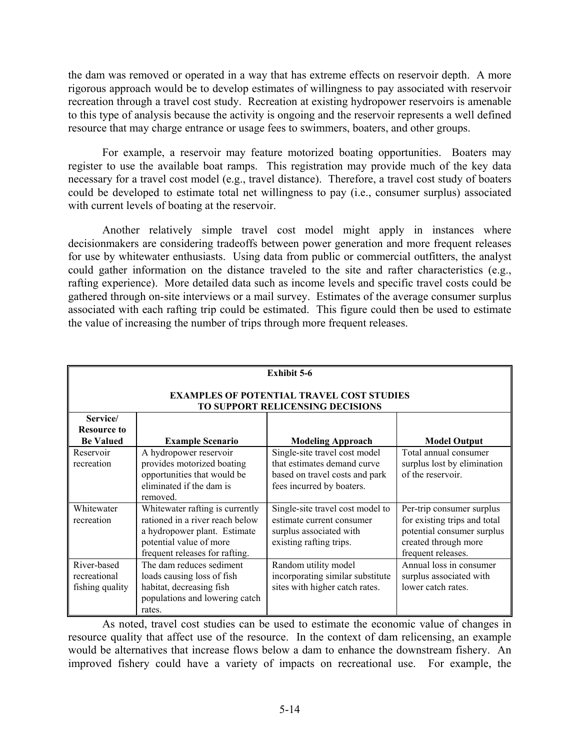the dam was removed or operated in a way that has extreme effects on reservoir depth. A more rigorous approach would be to develop estimates of willingness to pay associated with reservoir recreation through a travel cost study. Recreation at existing hydropower reservoirs is amenable to this type of analysis because the activity is ongoing and the reservoir represents a well defined resource that may charge entrance or usage fees to swimmers, boaters, and other groups.

For example, a reservoir may feature motorized boating opportunities. Boaters may register to use the available boat ramps. This registration may provide much of the key data necessary for a travel cost model (e.g., travel distance). Therefore, a travel cost study of boaters could be developed to estimate total net willingness to pay (i.e., consumer surplus) associated with current levels of boating at the reservoir.

Another relatively simple travel cost model might apply in instances where decisionmakers are considering tradeoffs between power generation and more frequent releases for use by whitewater enthusiasts. Using data from public or commercial outfitters, the analyst could gather information on the distance traveled to the site and rafter characteristics (e.g., rafting experience). More detailed data such as income levels and specific travel costs could be gathered through on-site interviews or a mail survey. Estimates of the average consumer surplus associated with each rafting trip could be estimated. This figure could then be used to estimate the value of increasing the number of trips through more frequent releases.

**Exhibit 5-6**

**EXAMPLES OF POTENTIAL TRAVEL COST STUDIES TO SUPPORT RELICENSING DECISIONS**

| Service/ Resource to Be Valued | Example Scenario | Modeling Approach | Model Output |
|---|---|---|---|
| Reservoir recreation | A hydropower reservoir provides motorized boating opportunities that would be eliminated if the dam is removed. | Single-site travel cost model that estimates demand curve based on travel costs and park fees incurred by boaters. | Total annual consumer surplus lost by elimination of the reservoir. |
| Whitewater recreation | Whitewater rafting is currently rationed in a river reach below a hydropower plant. Estimate potential value of more frequent releases for rafting. | Single-site travel cost model to estimate current consumer surplus associated with existing rafting trips. | Per-trip consumer surplus for existing trips and total potential consumer surplus created through more frequent releases. |
| River-based recreational fishing quality | The dam reduces sediment loads causing loss of fish habitat, decreasing fish populations and lowering catch rates. | Random utility model incorporating similar substitute sites with higher catch rates. | Annual loss in consumer surplus associated with lower catch rates. |

As noted, travel cost studies can be used to estimate the economic value of changes in resource quality that affect use of the resource. In the context of dam relicensing, an example would be alternatives that increase flows below a dam to enhance the downstream fishery. An improved fishery could have a variety of impacts on recreational use. For example, the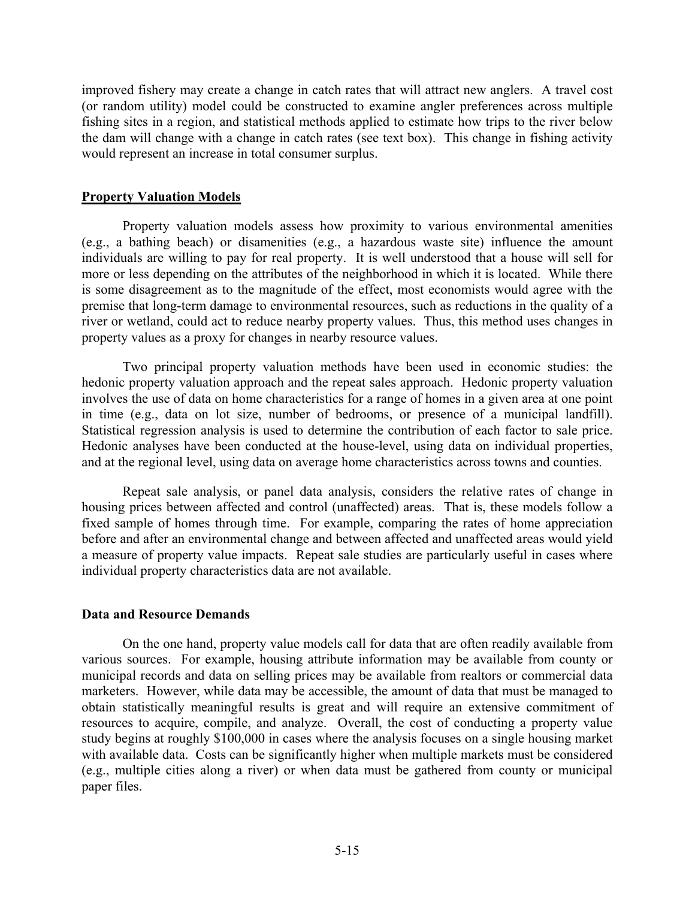improved fishery may create a change in catch rates that will attract new anglers. A travel cost (or random utility) model could be constructed to examine angler preferences across multiple fishing sites in a region, and statistical methods applied to estimate how trips to the river below the dam will change with a change in catch rates (see text box). This change in fishing activity would represent an increase in total consumer surplus.

## Property Valuation Models

Property valuation models assess how proximity to various environmental amenities (e.g., a bathing beach) or disamenities (e.g., a hazardous waste site) influence the amount individuals are willing to pay for real property. It is well understood that a house will sell for more or less depending on the attributes of the neighborhood in which it is located. While there is some disagreement as to the magnitude of the effect, most economists would agree with the premise that long-term damage to environmental resources, such as reductions in the quality of a river or wetland, could act to reduce nearby property values. Thus, this method uses changes in property values as a proxy for changes in nearby resource values.

Two principal property valuation methods have been used in economic studies: the hedonic property valuation approach and the repeat sales approach. Hedonic property valuation involves the use of data on home characteristics for a range of homes in a given area at one point in time (e.g., data on lot size, number of bedrooms, or presence of a municipal landfill). Statistical regression analysis is used to determine the contribution of each factor to sale price. Hedonic analyses have been conducted at the house-level, using data on individual properties, and at the regional level, using data on average home characteristics across towns and counties.

Repeat sale analysis, or panel data analysis, considers the relative rates of change in housing prices between affected and control (unaffected) areas. That is, these models follow a fixed sample of homes through time. For example, comparing the rates of home appreciation before and after an environmental change and between affected and unaffected areas would yield a measure of property value impacts. Repeat sale studies are particularly useful in cases where individual property characteristics data are not available.

### Data and Resource Demands

On the one hand, property value models call for data that are often readily available from various sources. For example, housing attribute information may be available from county or municipal records and data on selling prices may be available from realtors or commercial data marketers. However, while data may be accessible, the amount of data that must be managed to obtain statistically meaningful results is great and will require an extensive commitment of resources to acquire, compile, and analyze. Overall, the cost of conducting a property value study begins at roughly $100,000 in cases where the analysis focuses on a single housing market with available data. Costs can be significantly higher when multiple markets must be considered (e.g., multiple cities along a river) or when data must be gathered from county or municipal paper files.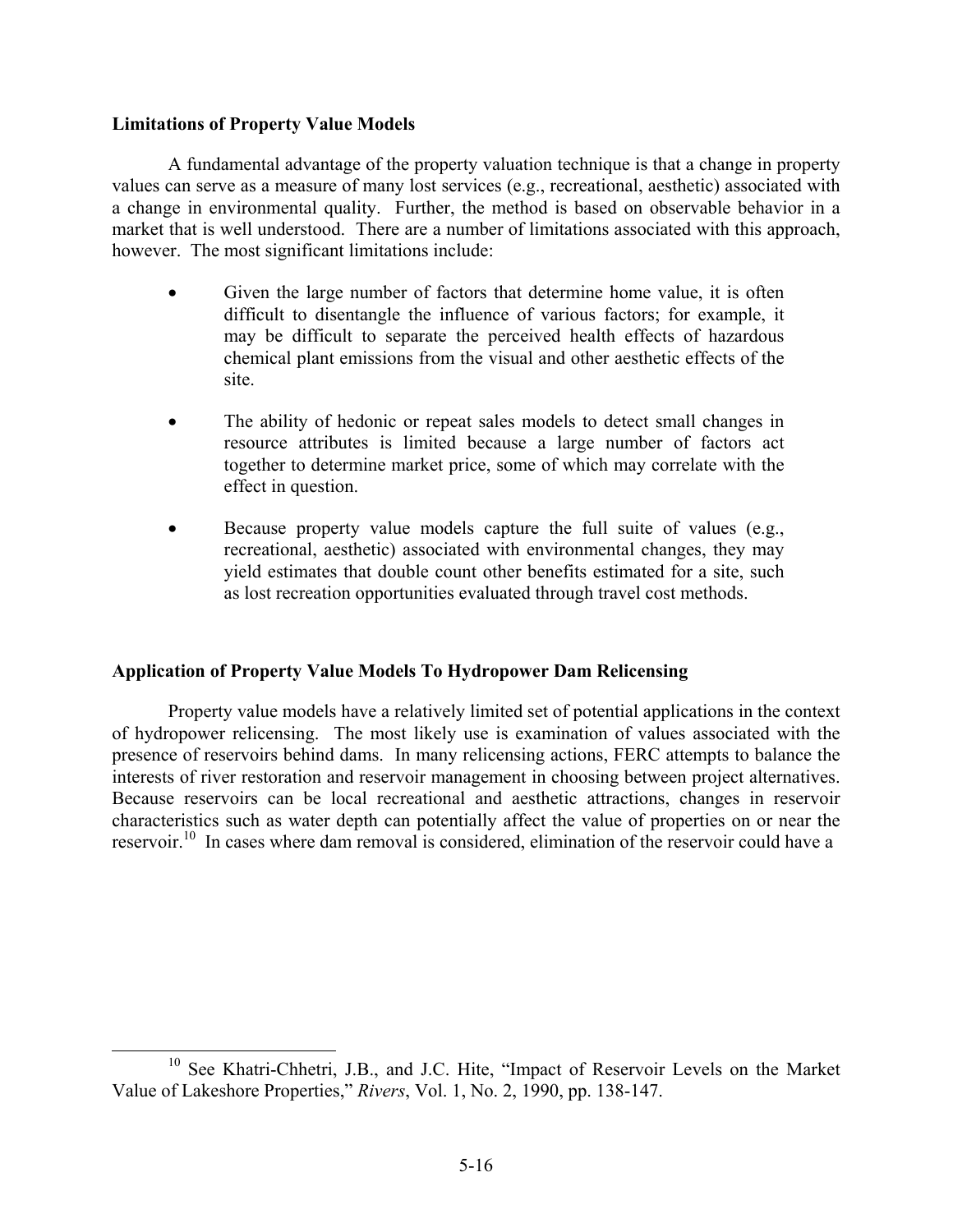**Limitations of Property Value Models**

A fundamental advantage of the property valuation technique is that a change in property values can serve as a measure of many lost services (e.g., recreational, aesthetic) associated with a change in environmental quality. Further, the method is based on observable behavior in a market that is well understood. There are a number of limitations associated with this approach, however. The most significant limitations include:

- Given the large number of factors that determine home value, it is often difficult to disentangle the influence of various factors; for example, it may be difficult to separate the perceived health effects of hazardous chemical plant emissions from the visual and other aesthetic effects of the site.

- The ability of hedonic or repeat sales models to detect small changes in resource attributes is limited because a large number of factors act together to determine market price, some of which may correlate with the effect in question.

- Because property value models capture the full suite of values (e.g., recreational, aesthetic) associated with environmental changes, they may yield estimates that double count other benefits estimated for a site, such as lost recreation opportunities evaluated through travel cost methods.

**Application of Property Value Models To Hydropower Dam Relicensing**

Property value models have a relatively limited set of potential applications in the context of hydropower relicensing. The most likely use is examination of values associated with the presence of reservoirs behind dams. In many relicensing actions, FERC attempts to balance the interests of river restoration and reservoir management in choosing between project alternatives. Because reservoirs can be local recreational and aesthetic attractions, changes in reservoir characteristics such as water depth can potentially affect the value of properties on or near the reservoir.[10] In cases where dam removal is considered, elimination of the reservoir could have a

[10] See Khatri-Chhetri, J.B., and J.C. Hite, "Impact of Reservoir Levels on the Market Value of Lakeshore Properties," *Rivers*, Vol. 1, No. 2, 1990, pp. 138-147.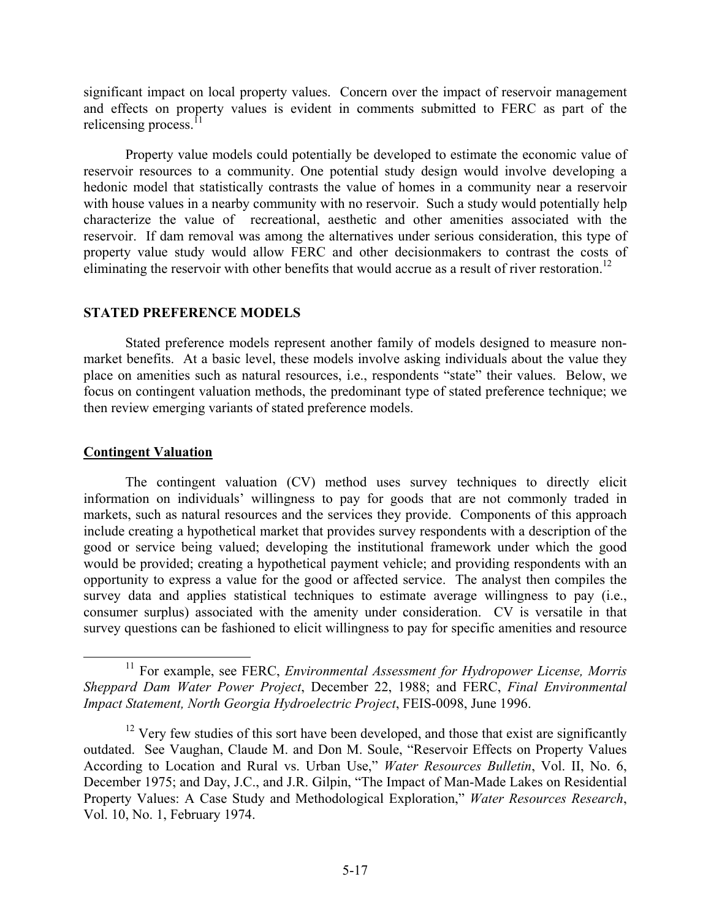significant impact on local property values. Concern over the impact of reservoir management and effects on property values is evident in comments submitted to FERC as part of the relicensing process.[11]

Property value models could potentially be developed to estimate the economic value of reservoir resources to a community. One potential study design would involve developing a hedonic model that statistically contrasts the value of homes in a community near a reservoir with house values in a nearby community with no reservoir. Such a study would potentially help characterize the value of recreational, aesthetic and other amenities associated with the reservoir. If dam removal was among the alternatives under serious consideration, this type of property value study would allow FERC and other decisionmakers to contrast the costs of eliminating the reservoir with other benefits that would accrue as a result of river restoration.[12]

## STATED PREFERENCE MODELS

Stated preference models represent another family of models designed to measure non-market benefits. At a basic level, these models involve asking individuals about the value they place on amenities such as natural resources, i.e., respondents "state" their values. Below, we focus on contingent valuation methods, the predominant type of stated preference technique; we then review emerging variants of stated preference models.

### Contingent Valuation

The contingent valuation (CV) method uses survey techniques to directly elicit information on individuals' willingness to pay for goods that are not commonly traded in markets, such as natural resources and the services they provide. Components of this approach include creating a hypothetical market that provides survey respondents with a description of the good or service being valued; developing the institutional framework under which the good would be provided; creating a hypothetical payment vehicle; and providing respondents with an opportunity to express a value for the good or affected service. The analyst then compiles the survey data and applies statistical techniques to estimate average willingness to pay (i.e., consumer surplus) associated with the amenity under consideration. CV is versatile in that survey questions can be fashioned to elicit willingness to pay for specific amenities and resource

---

[11] For example, see FERC, *Environmental Assessment for Hydropower License, Morris Sheppard Dam Water Power Project*, December 22, 1988; and FERC, *Final Environmental Impact Statement, North Georgia Hydroelectric Project*, FEIS-0098, June 1996.

[12] Very few studies of this sort have been developed, and those that exist are significantly outdated. See Vaughan, Claude M. and Don M. Soule, "Reservoir Effects on Property Values According to Location and Rural vs. Urban Use," *Water Resources Bulletin*, Vol. II, No. 6, December 1975; and Day, J.C., and J.R. Gilpin, "The Impact of Man-Made Lakes on Residential Property Values: A Case Study and Methodological Exploration," *Water Resources Research*, Vol. 10, No. 1, February 1974.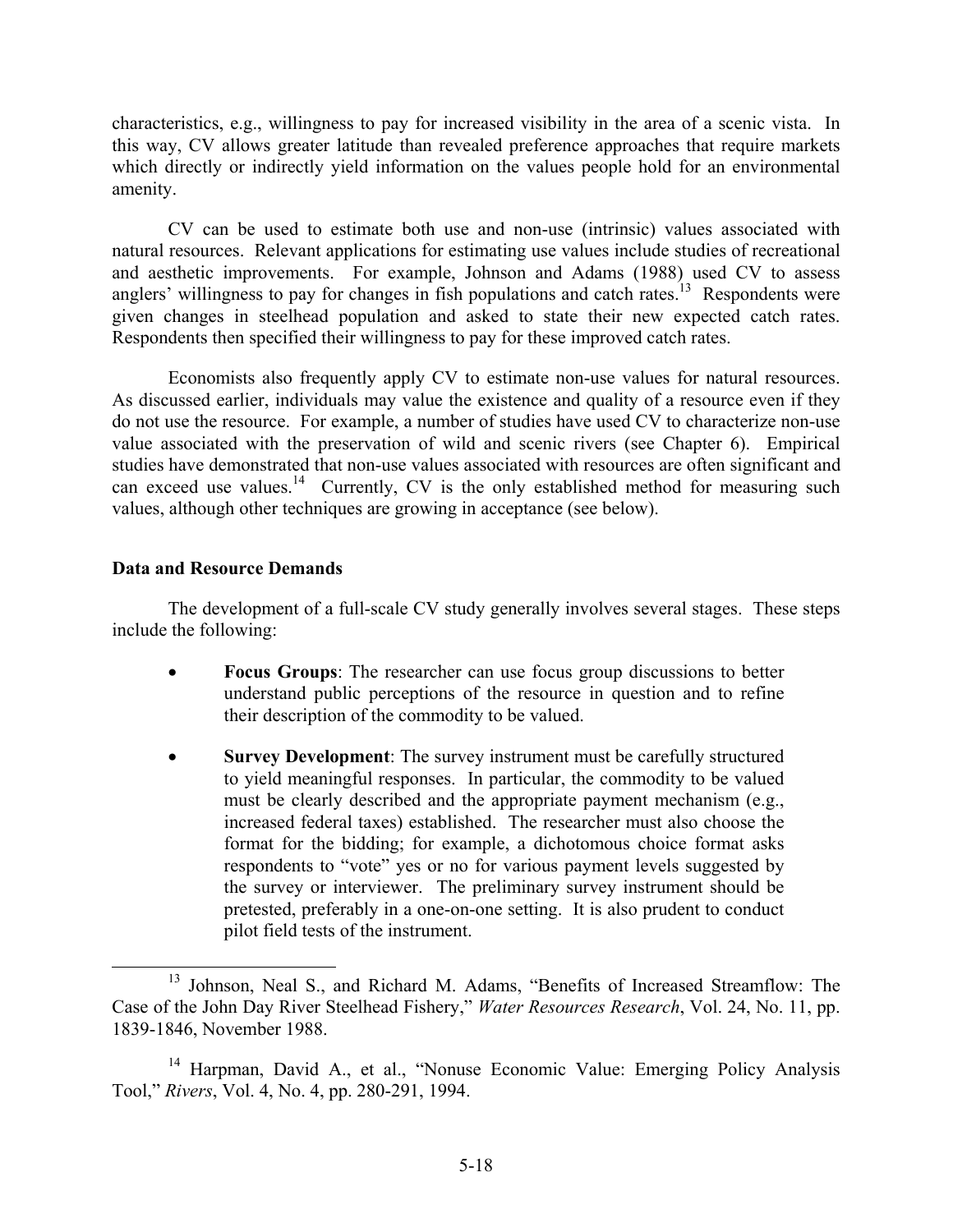characteristics, e.g., willingness to pay for increased visibility in the area of a scenic vista. In this way, CV allows greater latitude than revealed preference approaches that require markets which directly or indirectly yield information on the values people hold for an environmental amenity.

CV can be used to estimate both use and non-use (intrinsic) values associated with natural resources. Relevant applications for estimating use values include studies of recreational and aesthetic improvements. For example, Johnson and Adams (1988) used CV to assess anglers' willingness to pay for changes in fish populations and catch rates.[13] Respondents were given changes in steelhead population and asked to state their new expected catch rates. Respondents then specified their willingness to pay for these improved catch rates.

Economists also frequently apply CV to estimate non-use values for natural resources. As discussed earlier, individuals may value the existence and quality of a resource even if they do not use the resource. For example, a number of studies have used CV to characterize non-use value associated with the preservation of wild and scenic rivers (see Chapter 6). Empirical studies have demonstrated that non-use values associated with resources are often significant and can exceed use values.[14] Currently, CV is the only established method for measuring such values, although other techniques are growing in acceptance (see below).

**Data and Resource Demands**

The development of a full-scale CV study generally involves several stages. These steps include the following:

- **Focus Groups**: The researcher can use focus group discussions to better understand public perceptions of the resource in question and to refine their description of the commodity to be valued.

- **Survey Development**: The survey instrument must be carefully structured to yield meaningful responses. In particular, the commodity to be valued must be clearly described and the appropriate payment mechanism (e.g., increased federal taxes) established. The researcher must also choose the format for the bidding; for example, a dichotomous choice format asks respondents to "vote" yes or no for various payment levels suggested by the survey or interviewer. The preliminary survey instrument should be pretested, preferably in a one-on-one setting. It is also prudent to conduct pilot field tests of the instrument.

---

[13] Johnson, Neal S., and Richard M. Adams, "Benefits of Increased Streamflow: The Case of the John Day River Steelhead Fishery," *Water Resources Research*, Vol. 24, No. 11, pp. 1839-1846, November 1988.

[14] Harpman, David A., et al., "Nonuse Economic Value: Emerging Policy Analysis Tool," *Rivers*, Vol. 4, No. 4, pp. 280-291, 1994.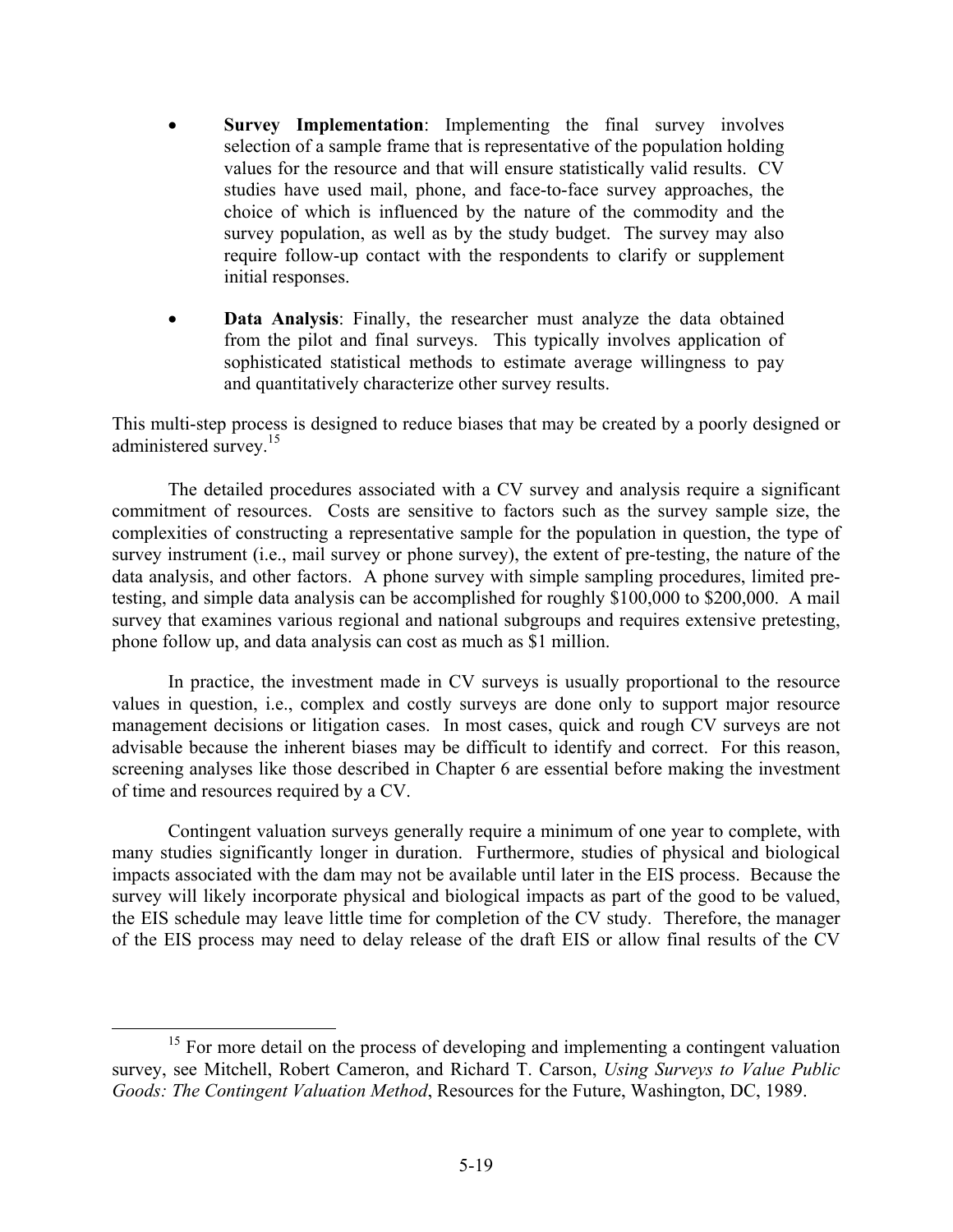- **Survey Implementation**: Implementing the final survey involves selection of a sample frame that is representative of the population holding values for the resource and that will ensure statistically valid results. CV studies have used mail, phone, and face-to-face survey approaches, the choice of which is influenced by the nature of the commodity and the survey population, as well as by the study budget. The survey may also require follow-up contact with the respondents to clarify or supplement initial responses.

- **Data Analysis**: Finally, the researcher must analyze the data obtained from the pilot and final surveys. This typically involves application of sophisticated statistical methods to estimate average willingness to pay and quantitatively characterize other survey results.

This multi-step process is designed to reduce biases that may be created by a poorly designed or administered survey.[15]

The detailed procedures associated with a CV survey and analysis require a significant commitment of resources. Costs are sensitive to factors such as the survey sample size, the complexities of constructing a representative sample for the population in question, the type of survey instrument (i.e., mail survey or phone survey), the extent of pre-testing, the nature of the data analysis, and other factors. A phone survey with simple sampling procedures, limited pre-testing, and simple data analysis can be accomplished for roughly $100,000 to $200,000. A mail survey that examines various regional and national subgroups and requires extensive pretesting, phone follow up, and data analysis can cost as much as $1 million.

In practice, the investment made in CV surveys is usually proportional to the resource values in question, i.e., complex and costly surveys are done only to support major resource management decisions or litigation cases. In most cases, quick and rough CV surveys are not advisable because the inherent biases may be difficult to identify and correct. For this reason, screening analyses like those described in Chapter 6 are essential before making the investment of time and resources required by a CV.

Contingent valuation surveys generally require a minimum of one year to complete, with many studies significantly longer in duration. Furthermore, studies of physical and biological impacts associated with the dam may not be available until later in the EIS process. Because the survey will likely incorporate physical and biological impacts as part of the good to be valued, the EIS schedule may leave little time for completion of the CV study. Therefore, the manager of the EIS process may need to delay release of the draft EIS or allow final results of the CV

---

[15] For more detail on the process of developing and implementing a contingent valuation survey, see Mitchell, Robert Cameron, and Richard T. Carson, *Using Surveys to Value Public Goods: The Contingent Valuation Method*, Resources for the Future, Washington, DC, 1989.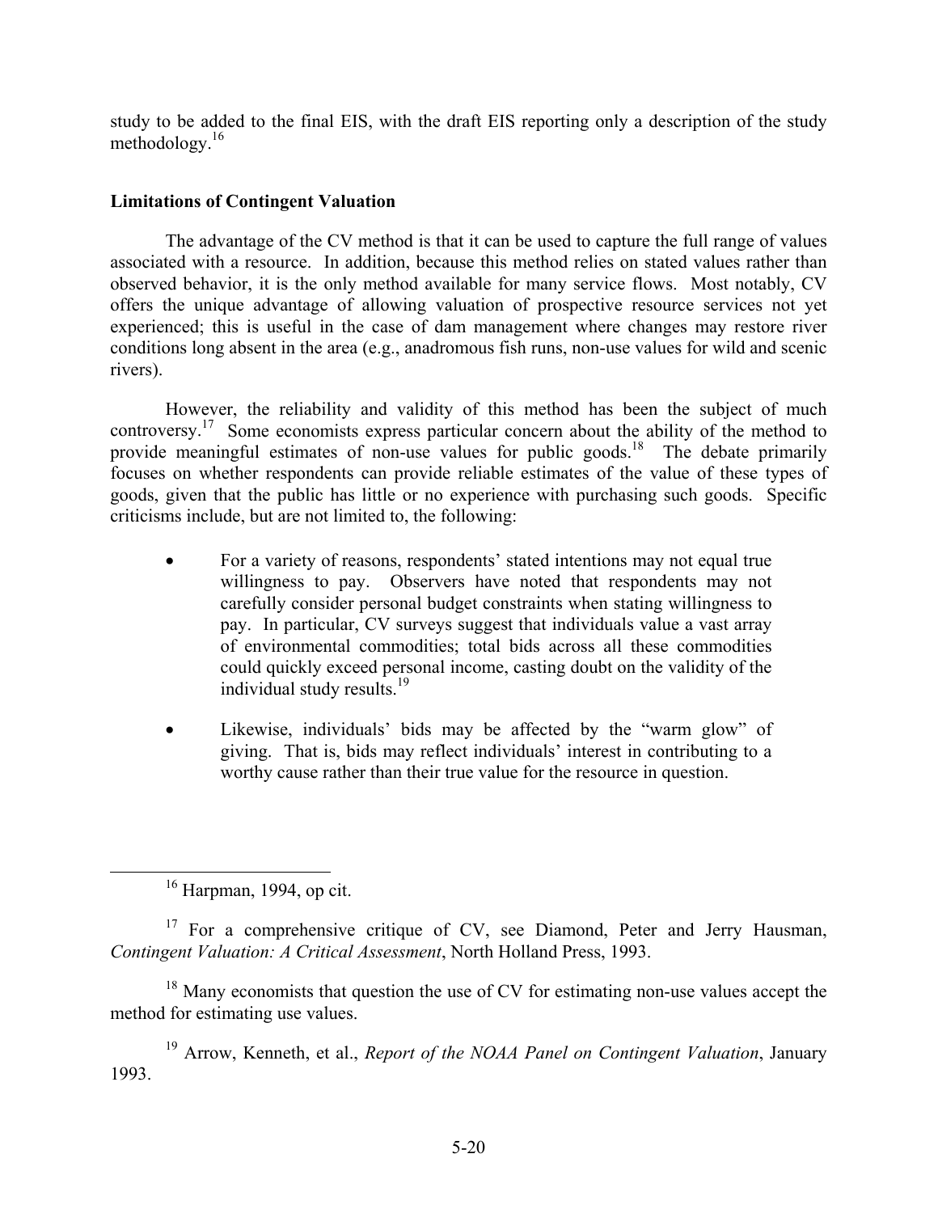study to be added to the final EIS, with the draft EIS reporting only a description of the study methodology.[16]

**Limitations of Contingent Valuation**

The advantage of the CV method is that it can be used to capture the full range of values associated with a resource. In addition, because this method relies on stated values rather than observed behavior, it is the only method available for many service flows. Most notably, CV offers the unique advantage of allowing valuation of prospective resource services not yet experienced; this is useful in the case of dam management where changes may restore river conditions long absent in the area (e.g., anadromous fish runs, non-use values for wild and scenic rivers).

However, the reliability and validity of this method has been the subject of much controversy.[17] Some economists express particular concern about the ability of the method to provide meaningful estimates of non-use values for public goods.[18] The debate primarily focuses on whether respondents can provide reliable estimates of the value of these types of goods, given that the public has little or no experience with purchasing such goods. Specific criticisms include, but are not limited to, the following:

- For a variety of reasons, respondents' stated intentions may not equal true willingness to pay. Observers have noted that respondents may not carefully consider personal budget constraints when stating willingness to pay. In particular, CV surveys suggest that individuals value a vast array of environmental commodities; total bids across all these commodities could quickly exceed personal income, casting doubt on the validity of the individual study results.[19]

- Likewise, individuals' bids may be affected by the "warm glow" of giving. That is, bids may reflect individuals' interest in contributing to a worthy cause rather than their true value for the resource in question.

---

[16] Harpman, 1994, op cit.

[17] For a comprehensive critique of CV, see Diamond, Peter and Jerry Hausman, *Contingent Valuation: A Critical Assessment*, North Holland Press, 1993.

[18] Many economists that question the use of CV for estimating non-use values accept the method for estimating use values.

[19] Arrow, Kenneth, et al., *Report of the NOAA Panel on Contingent Valuation*, January 1993.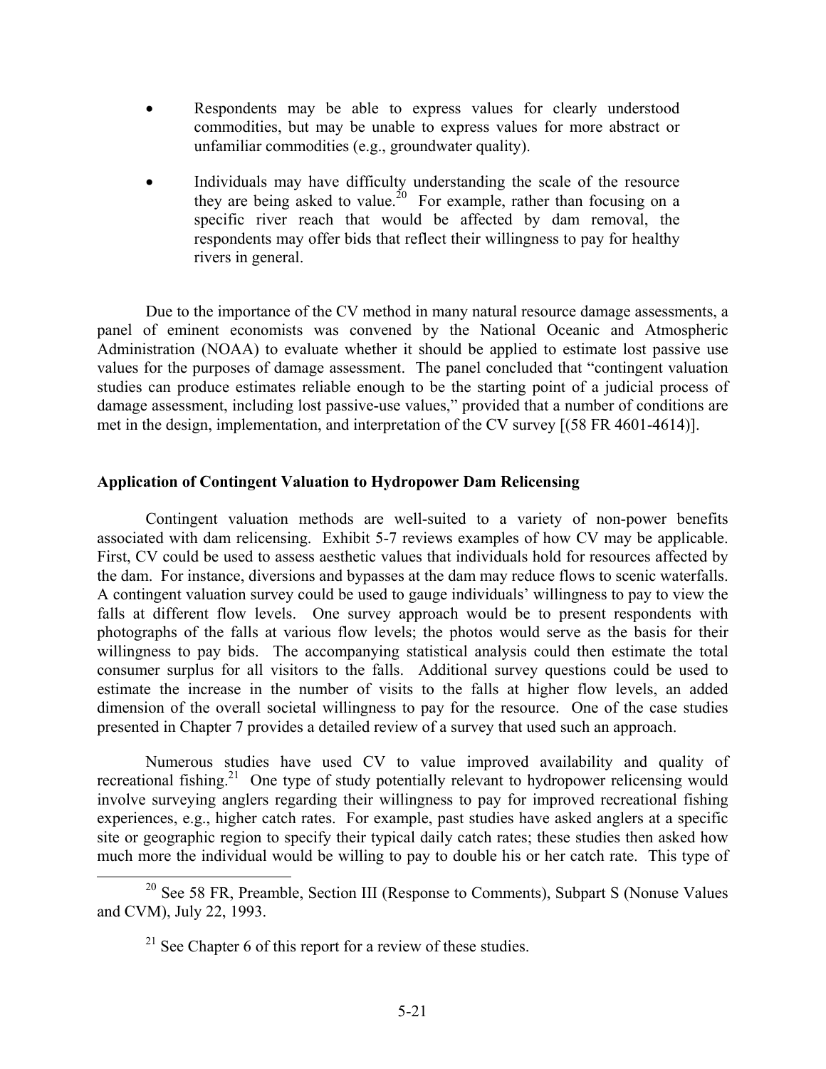- Respondents may be able to express values for clearly understood commodities, but may be unable to express values for more abstract or unfamiliar commodities (e.g., groundwater quality).

- Individuals may have difficulty understanding the scale of the resource they are being asked to value.[20] For example, rather than focusing on a specific river reach that would be affected by dam removal, the respondents may offer bids that reflect their willingness to pay for healthy rivers in general.

Due to the importance of the CV method in many natural resource damage assessments, a panel of eminent economists was convened by the National Oceanic and Atmospheric Administration (NOAA) to evaluate whether it should be applied to estimate lost passive use values for the purposes of damage assessment. The panel concluded that "contingent valuation studies can produce estimates reliable enough to be the starting point of a judicial process of damage assessment, including lost passive-use values," provided that a number of conditions are met in the design, implementation, and interpretation of the CV survey [(58 FR 4601-4614)].

**Application of Contingent Valuation to Hydropower Dam Relicensing**

Contingent valuation methods are well-suited to a variety of non-power benefits associated with dam relicensing. Exhibit 5-7 reviews examples of how CV may be applicable. First, CV could be used to assess aesthetic values that individuals hold for resources affected by the dam. For instance, diversions and bypasses at the dam may reduce flows to scenic waterfalls. A contingent valuation survey could be used to gauge individuals' willingness to pay to view the falls at different flow levels. One survey approach would be to present respondents with photographs of the falls at various flow levels; the photos would serve as the basis for their willingness to pay bids. The accompanying statistical analysis could then estimate the total consumer surplus for all visitors to the falls. Additional survey questions could be used to estimate the increase in the number of visits to the falls at higher flow levels, an added dimension of the overall societal willingness to pay for the resource. One of the case studies presented in Chapter 7 provides a detailed review of a survey that used such an approach.

Numerous studies have used CV to value improved availability and quality of recreational fishing.[21] One type of study potentially relevant to hydropower relicensing would involve surveying anglers regarding their willingness to pay for improved recreational fishing experiences, e.g., higher catch rates. For example, past studies have asked anglers at a specific site or geographic region to specify their typical daily catch rates; these studies then asked how much more the individual would be willing to pay to double his or her catch rate. This type of

[20] See 58 FR, Preamble, Section III (Response to Comments), Subpart S (Nonuse Values and CVM), July 22, 1993.

[21] See Chapter 6 of this report for a review of these studies.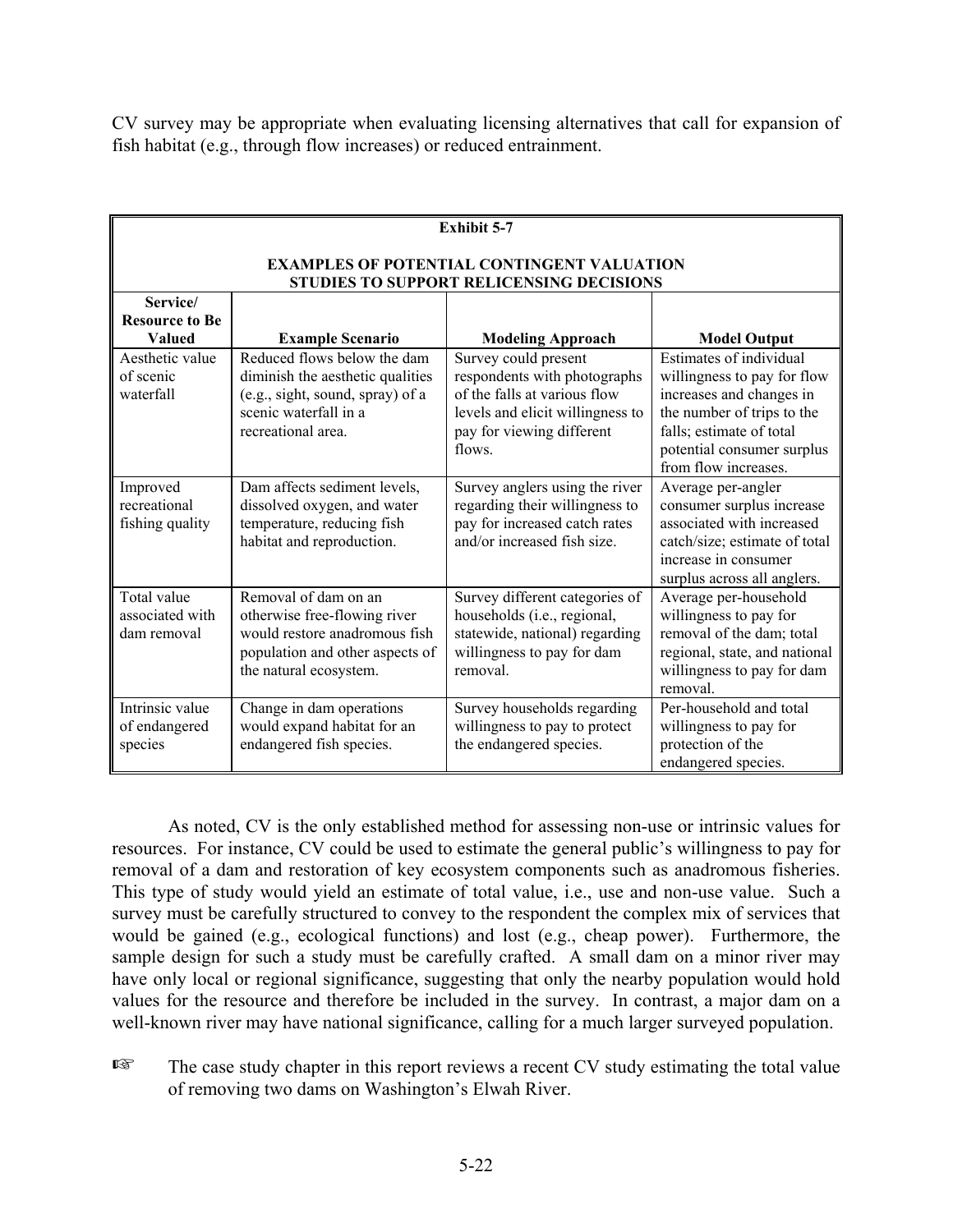CV survey may be appropriate when evaluating licensing alternatives that call for expansion of fish habitat (e.g., through flow increases) or reduced entrainment.

**Exhibit 5-7**

**EXAMPLES OF POTENTIAL CONTINGENT VALUATION STUDIES TO SUPPORT RELICENSING DECISIONS**

| Service/ Resource to Be Valued | Example Scenario | Modeling Approach | Model Output |
|---|---|---|---|
| Aesthetic value of scenic waterfall | Reduced flows below the dam diminish the aesthetic qualities (e.g., sight, sound, spray) of a scenic waterfall in a recreational area. | Survey could present respondents with photographs of the falls at various flow levels and elicit willingness to pay for viewing different flows. | Estimates of individual willingness to pay for flow increases and changes in the number of trips to the falls; estimate of total potential consumer surplus from flow increases. |
| Improved recreational fishing quality | Dam affects sediment levels, dissolved oxygen, and water temperature, reducing fish habitat and reproduction. | Survey anglers using the river regarding their willingness to pay for increased catch rates and/or increased fish size. | Average per-angler consumer surplus increase associated with increased catch/size; estimate of total increase in consumer surplus across all anglers. |
| Total value associated with dam removal | Removal of dam on an otherwise free-flowing river would restore anadromous fish population and other aspects of the natural ecosystem. | Survey different categories of households (i.e., regional, statewide, national) regarding willingness to pay for dam removal. | Average per-household willingness to pay for removal of the dam; total regional, state, and national willingness to pay for dam removal. |
| Intrinsic value of endangered species | Change in dam operations would expand habitat for an endangered fish species. | Survey households regarding willingness to pay to protect the endangered species. | Per-household and total willingness to pay for protection of the endangered species. |

As noted, CV is the only established method for assessing non-use or intrinsic values for resources. For instance, CV could be used to estimate the general public's willingness to pay for removal of a dam and restoration of key ecosystem components such as anadromous fisheries. This type of study would yield an estimate of total value, i.e., use and non-use value. Such a survey must be carefully structured to convey to the respondent the complex mix of services that would be gained (e.g., ecological functions) and lost (e.g., cheap power). Furthermore, the sample design for such a study must be carefully crafted. A small dam on a minor river may have only local or regional significance, suggesting that only the nearby population would hold values for the resource and therefore be included in the survey. In contrast, a major dam on a well-known river may have national significance, calling for a much larger surveyed population.

☞ The case study chapter in this report reviews a recent CV study estimating the total value of removing two dams on Washington's Elwah River.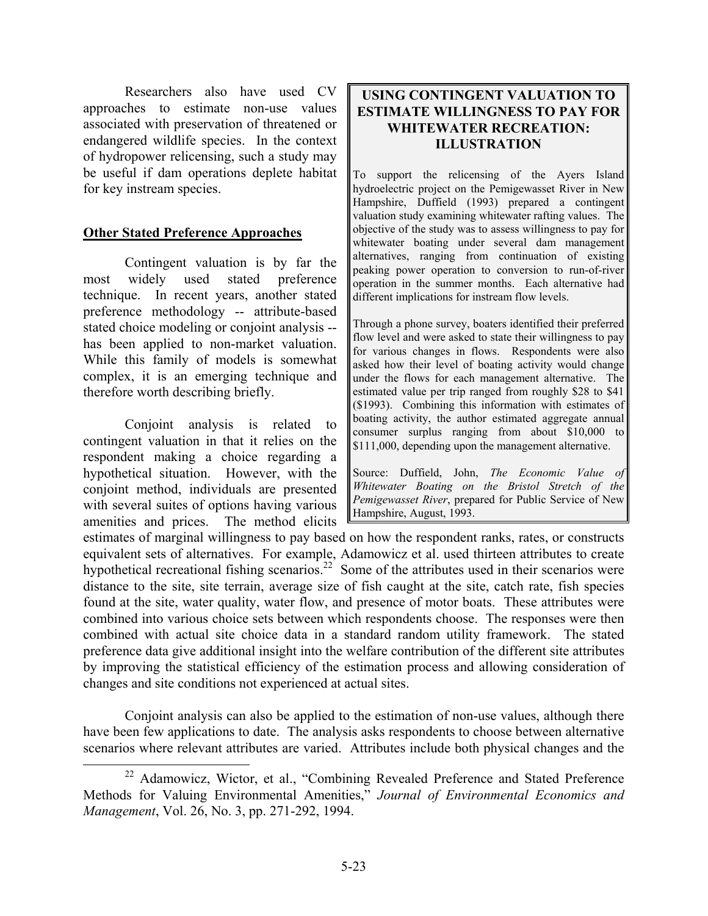Researchers also have used CV approaches to estimate non-use values associated with preservation of threatened or endangered wildlife species. In the context of hydropower relicensing, such a study may be useful if dam operations deplete habitat for key instream species.

> **USING CONTINGENT VALUATION TO ESTIMATE WILLINGNESS TO PAY FOR WHITEWATER RECREATION: ILLUSTRATION**
>
> To support the relicensing of the Ayers Island hydroelectric project on the Pemigewasset River in New Hampshire, Duffield (1993) prepared a contingent valuation study examining whitewater rafting values. The objective of the study was to assess willingness to pay for whitewater boating under several dam management alternatives, ranging from continuation of existing peaking power operation to conversion to run-of-river operation in the summer months. Each alternative had different implications for instream flow levels.
>
> Through a phone survey, boaters identified their preferred flow level and were asked to state their willingness to pay for various changes in flows. Respondents were also asked how their level of boating activity would change under the flows for each management alternative. The estimated value per trip ranged from roughly $28 to $41 ($1993). Combining this information with estimates of boating activity, the author estimated aggregate annual consumer surplus ranging from about $10,000 to $111,000, depending upon the management alternative.
>
> Source: Duffield, John, *The Economic Value of Whitewater Boating on the Bristol Stretch of the Pemigewasset River*, prepared for Public Service of New Hampshire, August, 1993.

## Other Stated Preference Approaches

Contingent valuation is by far the most widely used stated preference technique. In recent years, another stated preference methodology -- attribute-based stated choice modeling or conjoint analysis -- has been applied to non-market valuation. While this family of models is somewhat complex, it is an emerging technique and therefore worth describing briefly.

Conjoint analysis is related to contingent valuation in that it relies on the respondent making a choice regarding a hypothetical situation. However, with the conjoint method, individuals are presented with several suites of options having various amenities and prices. The method elicits estimates of marginal willingness to pay based on how the respondent ranks, rates, or constructs equivalent sets of alternatives. For example, Adamowicz et al. used thirteen attributes to create hypothetical recreational fishing scenarios.[22] Some of the attributes used in their scenarios were distance to the site, site terrain, average size of fish caught at the site, catch rate, fish species found at the site, water quality, water flow, and presence of motor boats. These attributes were combined into various choice sets between which respondents choose. The responses were then combined with actual site choice data in a standard random utility framework. The stated preference data give additional insight into the welfare contribution of the different site attributes by improving the statistical efficiency of the estimation process and allowing consideration of changes and site conditions not experienced at actual sites.

Conjoint analysis can also be applied to the estimation of non-use values, although there have been few applications to date. The analysis asks respondents to choose between alternative scenarios where relevant attributes are varied. Attributes include both physical changes and the

[22] Adamowicz, Wictor, et al., "Combining Revealed Preference and Stated Preference Methods for Valuing Environmental Amenities," *Journal of Environmental Economics and Management*, Vol. 26, No. 3, pp. 271-292, 1994.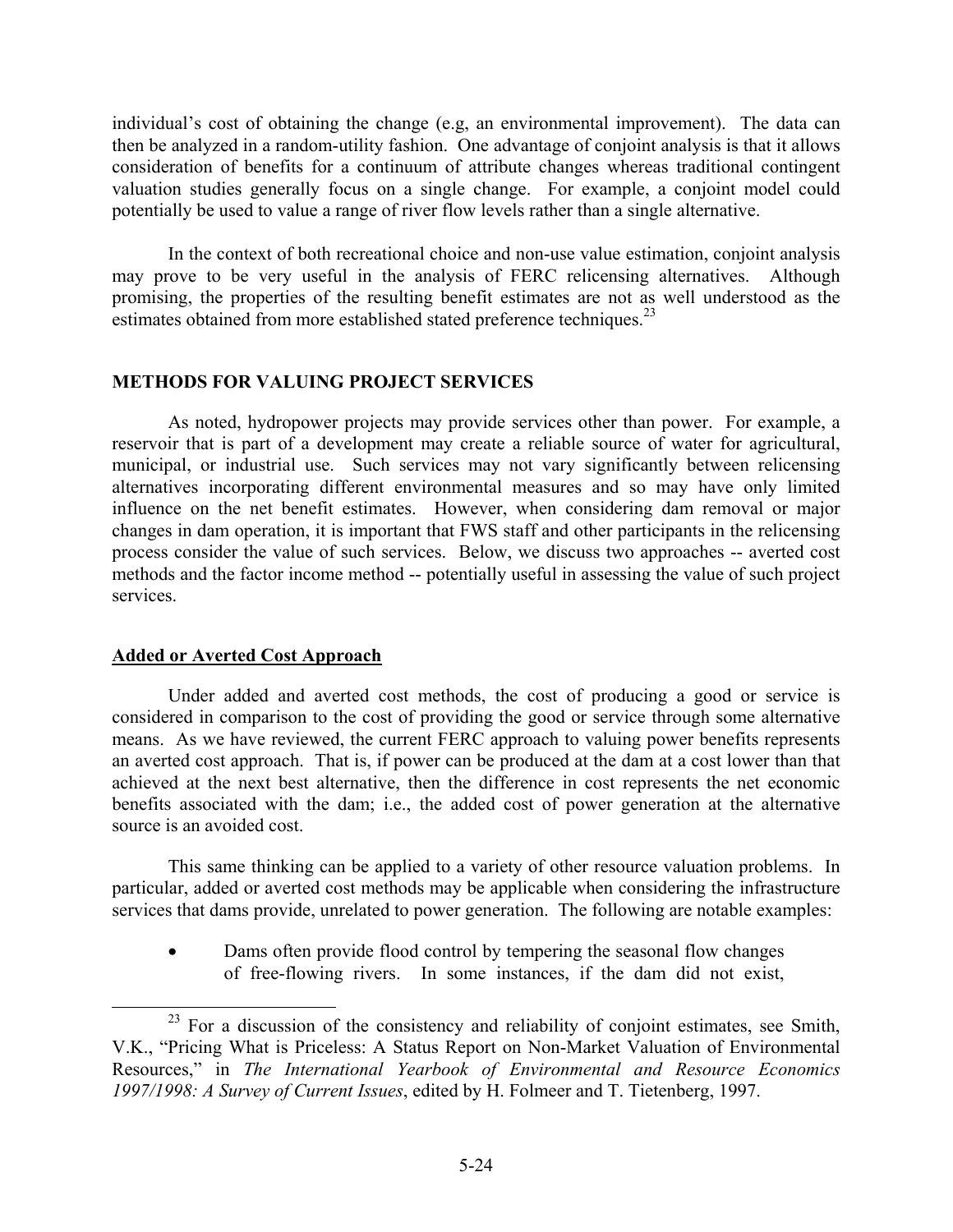individual's cost of obtaining the change (e.g, an environmental improvement). The data can then be analyzed in a random-utility fashion. One advantage of conjoint analysis is that it allows consideration of benefits for a continuum of attribute changes whereas traditional contingent valuation studies generally focus on a single change. For example, a conjoint model could potentially be used to value a range of river flow levels rather than a single alternative.

In the context of both recreational choice and non-use value estimation, conjoint analysis may prove to be very useful in the analysis of FERC relicensing alternatives. Although promising, the properties of the resulting benefit estimates are not as well understood as the estimates obtained from more established stated preference techniques.[23]

## METHODS FOR VALUING PROJECT SERVICES

As noted, hydropower projects may provide services other than power. For example, a reservoir that is part of a development may create a reliable source of water for agricultural, municipal, or industrial use. Such services may not vary significantly between relicensing alternatives incorporating different environmental measures and so may have only limited influence on the net benefit estimates. However, when considering dam removal or major changes in dam operation, it is important that FWS staff and other participants in the relicensing process consider the value of such services. Below, we discuss two approaches -- averted cost methods and the factor income method -- potentially useful in assessing the value of such project services.

### Added or Averted Cost Approach

Under added and averted cost methods, the cost of producing a good or service is considered in comparison to the cost of providing the good or service through some alternative means. As we have reviewed, the current FERC approach to valuing power benefits represents an averted cost approach. That is, if power can be produced at the dam at a cost lower than that achieved at the next best alternative, then the difference in cost represents the net economic benefits associated with the dam; i.e., the added cost of power generation at the alternative source is an avoided cost.

This same thinking can be applied to a variety of other resource valuation problems. In particular, added or averted cost methods may be applicable when considering the infrastructure services that dams provide, unrelated to power generation. The following are notable examples:

- Dams often provide flood control by tempering the seasonal flow changes of free-flowing rivers. In some instances, if the dam did not exist,

[23] For a discussion of the consistency and reliability of conjoint estimates, see Smith, V.K., "Pricing What is Priceless: A Status Report on Non-Market Valuation of Environmental Resources," in *The International Yearbook of Environmental and Resource Economics 1997/1998: A Survey of Current Issues*, edited by H. Folmeer and T. Tietenberg, 1997.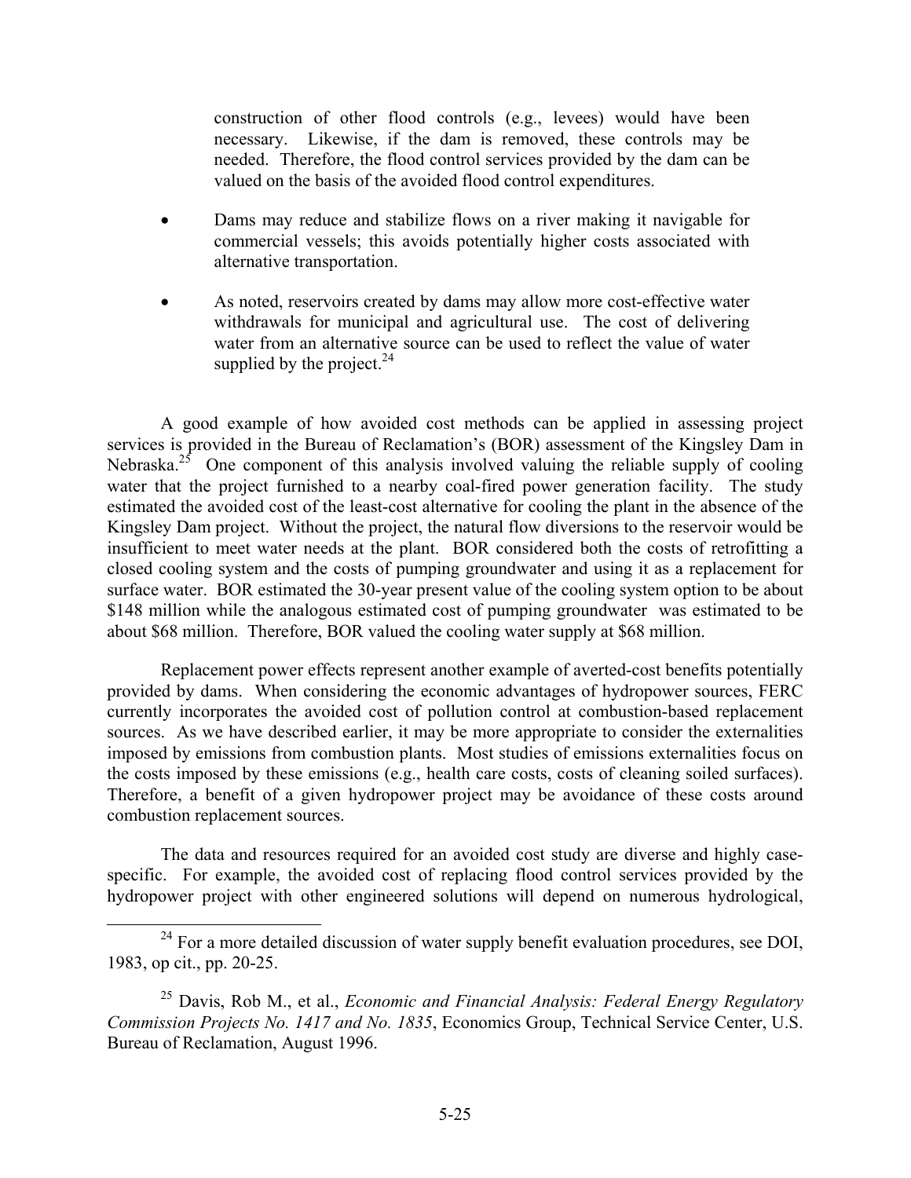construction of other flood controls (e.g., levees) would have been necessary. Likewise, if the dam is removed, these controls may be needed. Therefore, the flood control services provided by the dam can be valued on the basis of the avoided flood control expenditures.

- Dams may reduce and stabilize flows on a river making it navigable for commercial vessels; this avoids potentially higher costs associated with alternative transportation.

- As noted, reservoirs created by dams may allow more cost-effective water withdrawals for municipal and agricultural use. The cost of delivering water from an alternative source can be used to reflect the value of water supplied by the project.[24]

A good example of how avoided cost methods can be applied in assessing project services is provided in the Bureau of Reclamation's (BOR) assessment of the Kingsley Dam in Nebraska.[25] One component of this analysis involved valuing the reliable supply of cooling water that the project furnished to a nearby coal-fired power generation facility. The study estimated the avoided cost of the least-cost alternative for cooling the plant in the absence of the Kingsley Dam project. Without the project, the natural flow diversions to the reservoir would be insufficient to meet water needs at the plant. BOR considered both the costs of retrofitting a closed cooling system and the costs of pumping groundwater and using it as a replacement for surface water. BOR estimated the 30-year present value of the cooling system option to be about \$148 million while the analogous estimated cost of pumping groundwater was estimated to be about \$68 million. Therefore, BOR valued the cooling water supply at \$68 million.

Replacement power effects represent another example of averted-cost benefits potentially provided by dams. When considering the economic advantages of hydropower sources, FERC currently incorporates the avoided cost of pollution control at combustion-based replacement sources. As we have described earlier, it may be more appropriate to consider the externalities imposed by emissions from combustion plants. Most studies of emissions externalities focus on the costs imposed by these emissions (e.g., health care costs, costs of cleaning soiled surfaces). Therefore, a benefit of a given hydropower project may be avoidance of these costs around combustion replacement sources.

The data and resources required for an avoided cost study are diverse and highly case-specific. For example, the avoided cost of replacing flood control services provided by the hydropower project with other engineered solutions will depend on numerous hydrological,

---

[24] For a more detailed discussion of water supply benefit evaluation procedures, see DOI, 1983, op cit., pp. 20-25.

[25] Davis, Rob M., et al., *Economic and Financial Analysis: Federal Energy Regulatory Commission Projects No. 1417 and No. 1835*, Economics Group, Technical Service Center, U.S. Bureau of Reclamation, August 1996.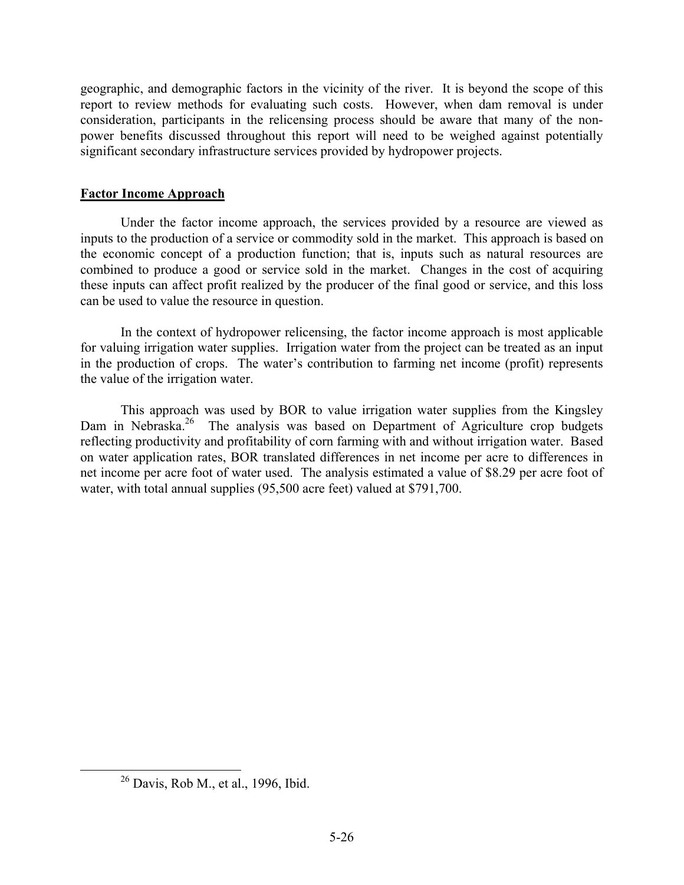geographic, and demographic factors in the vicinity of the river. It is beyond the scope of this report to review methods for evaluating such costs. However, when dam removal is under consideration, participants in the relicensing process should be aware that many of the non-power benefits discussed throughout this report will need to be weighed against potentially significant secondary infrastructure services provided by hydropower projects.

## Factor Income Approach

Under the factor income approach, the services provided by a resource are viewed as inputs to the production of a service or commodity sold in the market. This approach is based on the economic concept of a production function; that is, inputs such as natural resources are combined to produce a good or service sold in the market. Changes in the cost of acquiring these inputs can affect profit realized by the producer of the final good or service, and this loss can be used to value the resource in question.

In the context of hydropower relicensing, the factor income approach is most applicable for valuing irrigation water supplies. Irrigation water from the project can be treated as an input in the production of crops. The water's contribution to farming net income (profit) represents the value of the irrigation water.

This approach was used by BOR to value irrigation water supplies from the Kingsley Dam in Nebraska.[26] The analysis was based on Department of Agriculture crop budgets reflecting productivity and profitability of corn farming with and without irrigation water. Based on water application rates, BOR translated differences in net income per acre to differences in net income per acre foot of water used. The analysis estimated a value of $8.29 per acre foot of water, with total annual supplies (95,500 acre feet) valued at $791,700.

[26] Davis, Rob M., et al., 1996, Ibid.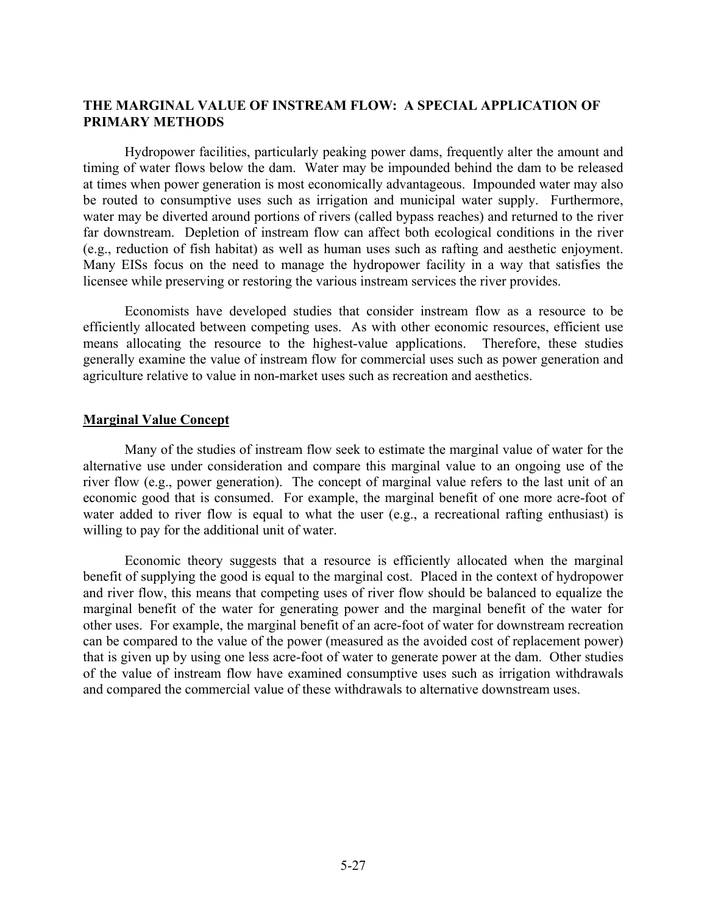## THE MARGINAL VALUE OF INSTREAM FLOW: A SPECIAL APPLICATION OF PRIMARY METHODS

Hydropower facilities, particularly peaking power dams, frequently alter the amount and timing of water flows below the dam. Water may be impounded behind the dam to be released at times when power generation is most economically advantageous. Impounded water may also be routed to consumptive uses such as irrigation and municipal water supply. Furthermore, water may be diverted around portions of rivers (called bypass reaches) and returned to the river far downstream. Depletion of instream flow can affect both ecological conditions in the river (e.g., reduction of fish habitat) as well as human uses such as rafting and aesthetic enjoyment. Many EISs focus on the need to manage the hydropower facility in a way that satisfies the licensee while preserving or restoring the various instream services the river provides.

Economists have developed studies that consider instream flow as a resource to be efficiently allocated between competing uses. As with other economic resources, efficient use means allocating the resource to the highest-value applications. Therefore, these studies generally examine the value of instream flow for commercial uses such as power generation and agriculture relative to value in non-market uses such as recreation and aesthetics.

### Marginal Value Concept

Many of the studies of instream flow seek to estimate the marginal value of water for the alternative use under consideration and compare this marginal value to an ongoing use of the river flow (e.g., power generation). The concept of marginal value refers to the last unit of an economic good that is consumed. For example, the marginal benefit of one more acre-foot of water added to river flow is equal to what the user (e.g., a recreational rafting enthusiast) is willing to pay for the additional unit of water.

Economic theory suggests that a resource is efficiently allocated when the marginal benefit of supplying the good is equal to the marginal cost. Placed in the context of hydropower and river flow, this means that competing uses of river flow should be balanced to equalize the marginal benefit of the water for generating power and the marginal benefit of the water for other uses. For example, the marginal benefit of an acre-foot of water for downstream recreation can be compared to the value of the power (measured as the avoided cost of replacement power) that is given up by using one less acre-foot of water to generate power at the dam. Other studies of the value of instream flow have examined consumptive uses such as irrigation withdrawals and compared the commercial value of these withdrawals to alternative downstream uses.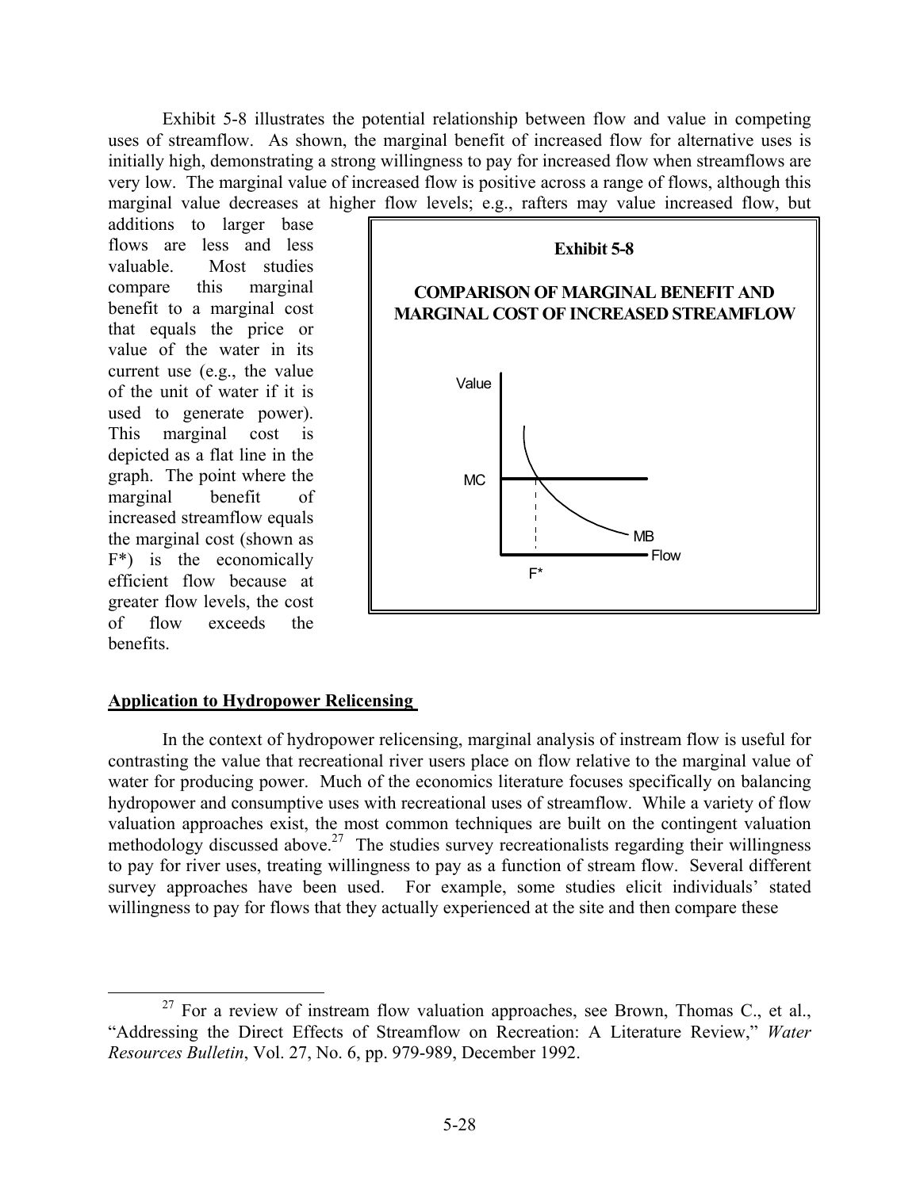Exhibit 5-8 illustrates the potential relationship between flow and value in competing uses of streamflow. As shown, the marginal benefit of increased flow for alternative uses is initially high, demonstrating a strong willingness to pay for increased flow when streamflows are very low. The marginal value of increased flow is positive across a range of flows, although this marginal value decreases at higher flow levels; e.g., rafters may value increased flow, but additions to larger base flows are less and less valuable. Most studies compare this marginal benefit to a marginal cost that equals the price or value of the water in its current use (e.g., the value of the unit of water if it is used to generate power). This marginal cost is depicted as a flat line in the graph. The point where the marginal benefit of increased streamflow equals the marginal cost (shown as F*) is the economically efficient flow because at greater flow levels, the cost of flow exceeds the benefits.

**Exhibit 5-8**

**COMPARISON OF MARGINAL BENEFIT AND MARGINAL COST OF INCREASED STREAMFLOW**

Value

MC

MB

Flow

F*

## Application to Hydropower Relicensing

In the context of hydropower relicensing, marginal analysis of instream flow is useful for contrasting the value that recreational river users place on flow relative to the marginal value of water for producing power. Much of the economics literature focuses specifically on balancing hydropower and consumptive uses with recreational uses of streamflow. While a variety of flow valuation approaches exist, the most common techniques are built on the contingent valuation methodology discussed above.[27] The studies survey recreationalists regarding their willingness to pay for river uses, treating willingness to pay as a function of stream flow. Several different survey approaches have been used. For example, some studies elicit individuals' stated willingness to pay for flows that they actually experienced at the site and then compare these

[27] For a review of instream flow valuation approaches, see Brown, Thomas C., et al., "Addressing the Direct Effects of Streamflow on Recreation: A Literature Review," *Water Resources Bulletin*, Vol. 27, No. 6, pp. 979-989, December 1992.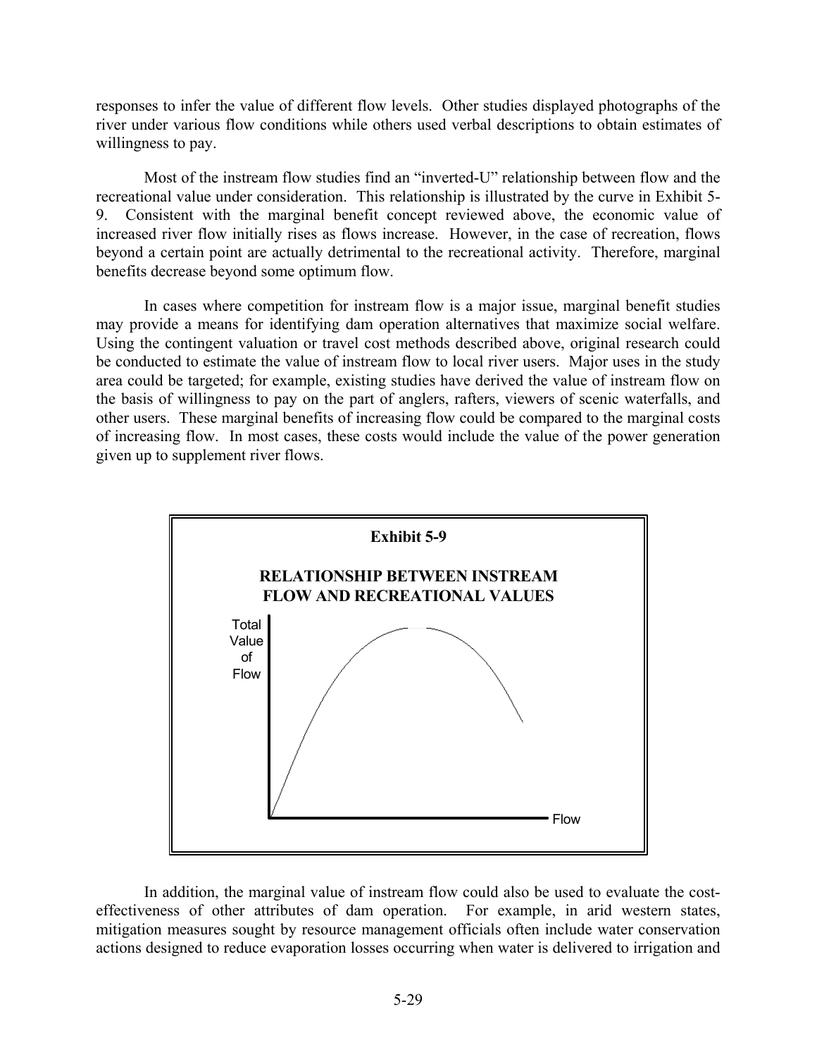responses to infer the value of different flow levels. Other studies displayed photographs of the river under various flow conditions while others used verbal descriptions to obtain estimates of willingness to pay.

Most of the instream flow studies find an "inverted-U" relationship between flow and the recreational value under consideration. This relationship is illustrated by the curve in Exhibit 5-9. Consistent with the marginal benefit concept reviewed above, the economic value of increased river flow initially rises as flows increase. However, in the case of recreation, flows beyond a certain point are actually detrimental to the recreational activity. Therefore, marginal benefits decrease beyond some optimum flow.

In cases where competition for instream flow is a major issue, marginal benefit studies may provide a means for identifying dam operation alternatives that maximize social welfare. Using the contingent valuation or travel cost methods described above, original research could be conducted to estimate the value of instream flow to local river users. Major uses in the study area could be targeted; for example, existing studies have derived the value of instream flow on the basis of willingness to pay on the part of anglers, rafters, viewers of scenic waterfalls, and other users. These marginal benefits of increasing flow could be compared to the marginal costs of increasing flow. In most cases, these costs would include the value of the power generation given up to supplement river flows.

**Exhibit 5-9**

**RELATIONSHIP BETWEEN INSTREAM FLOW AND RECREATIONAL VALUES**

Total Value of Flow

Flow

In addition, the marginal value of instream flow could also be used to evaluate the cost-effectiveness of other attributes of dam operation. For example, in arid western states, mitigation measures sought by resource management officials often include water conservation actions designed to reduce evaporation losses occurring when water is delivered to irrigation and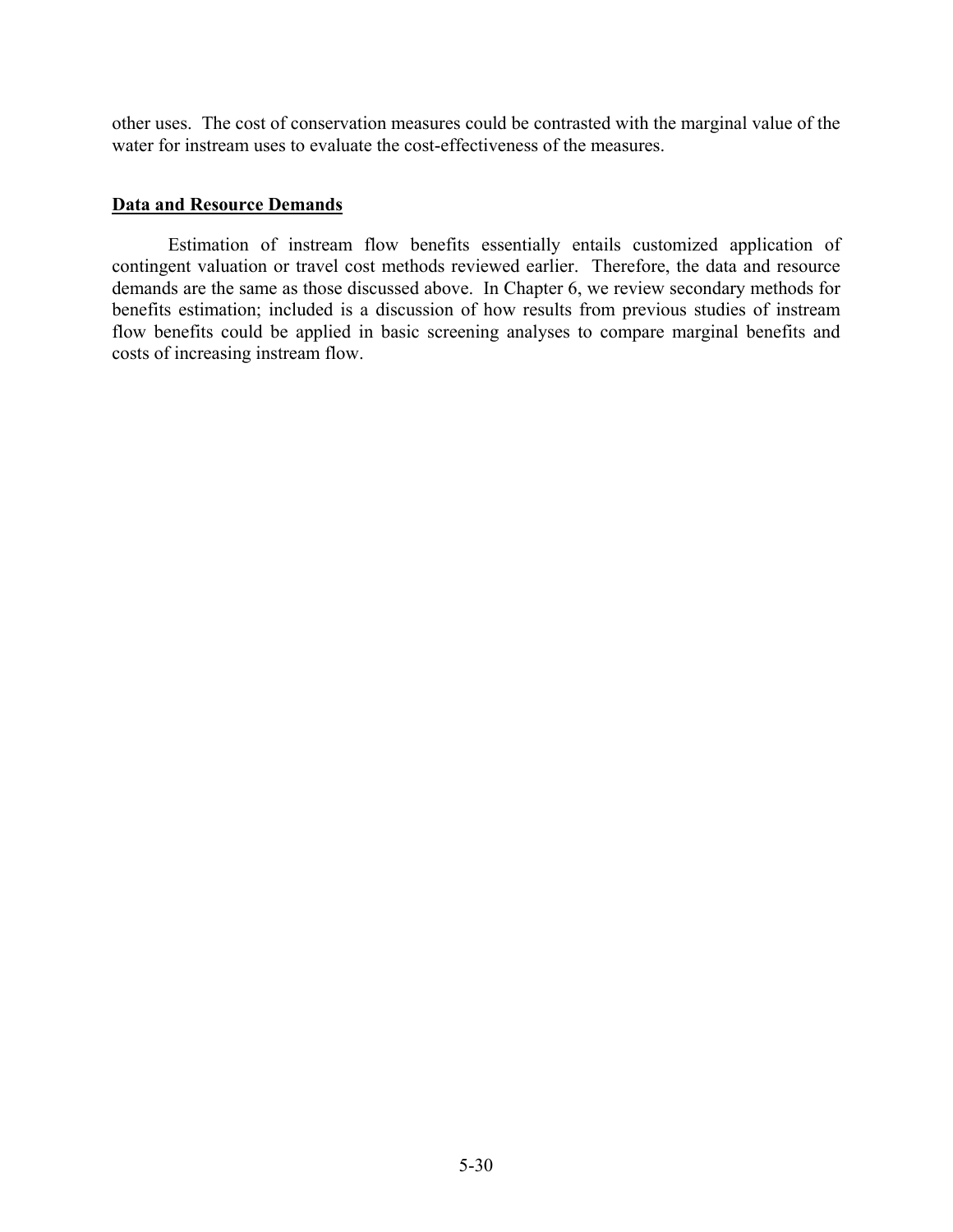other uses. The cost of conservation measures could be contrasted with the marginal value of the water for instream uses to evaluate the cost-effectiveness of the measures.

**Data and Resource Demands**

Estimation of instream flow benefits essentially entails customized application of contingent valuation or travel cost methods reviewed earlier. Therefore, the data and resource demands are the same as those discussed above. In Chapter 6, we review secondary methods for benefits estimation; included is a discussion of how results from previous studies of instream flow benefits could be applied in basic screening analyses to compare marginal benefits and costs of increasing instream flow.